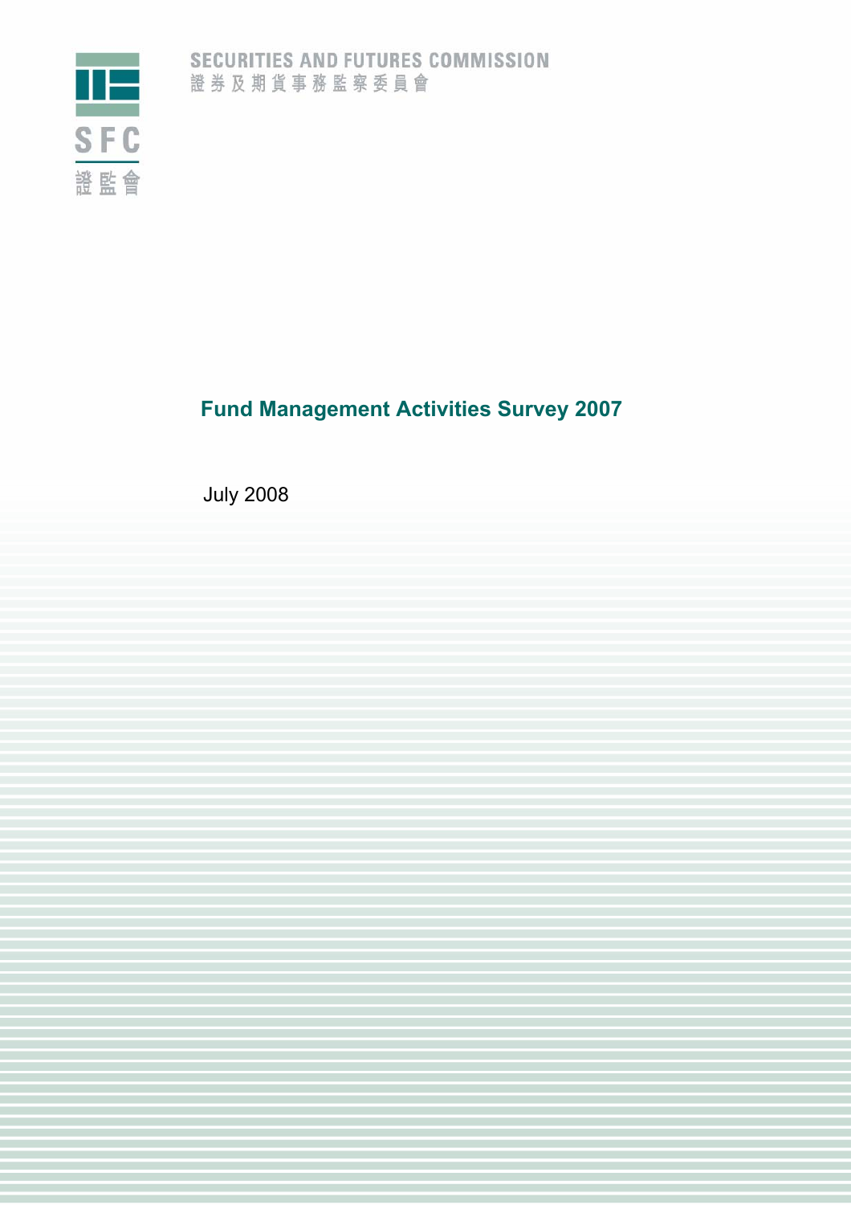SECURITIES AND FUTURES COMMISSION
證券及期貨事務監察委員會

SFC
證監會

# Fund Management Activities Survey 2007

July 2008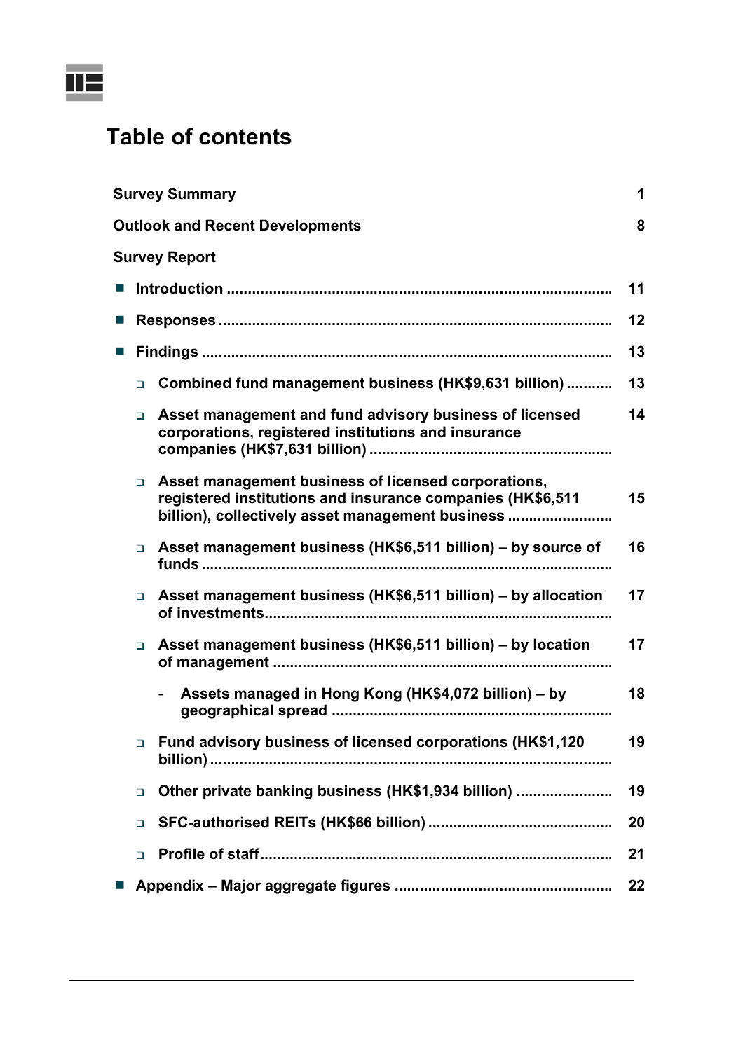# Table of contents

| | |
|---|---|
| **Survey Summary** | **1** |
| **Outlook and Recent Developments** | **8** |
| **Survey Report** | |
| ■ **Introduction** | **11** |
| ■ **Responses** | **12** |
| ■ **Findings** | **13** |
| ❑ **Combined fund management business (HK$9,631 billion)** | **13** |
| ❑ **Asset management and fund advisory business of licensed corporations, registered institutions and insurance companies (HK$7,631 billion)** | **14** |
| ❑ **Asset management business of licensed corporations, registered institutions and insurance companies (HK$6,511 billion), collectively asset management business** | **15** |
| ❑ **Asset management business (HK$6,511 billion) – by source of funds** | **16** |
| ❑ **Asset management business (HK$6,511 billion) – by allocation of investments** | **17** |
| ❑ **Asset management business (HK$6,511 billion) – by location of management** | **17** |
| - **Assets managed in Hong Kong (HK$4,072 billion) – by geographical spread** | **18** |
| ❑ **Fund advisory business of licensed corporations (HK$1,120 billion)** | **19** |
| ❑ **Other private banking business (HK$1,934 billion)** | **19** |
| ❑ **SFC-authorised REITs (HK$66 billion)** | **20** |
| ❑ **Profile of staff** | **21** |
| ■ **Appendix – Major aggregate figures** | **22** |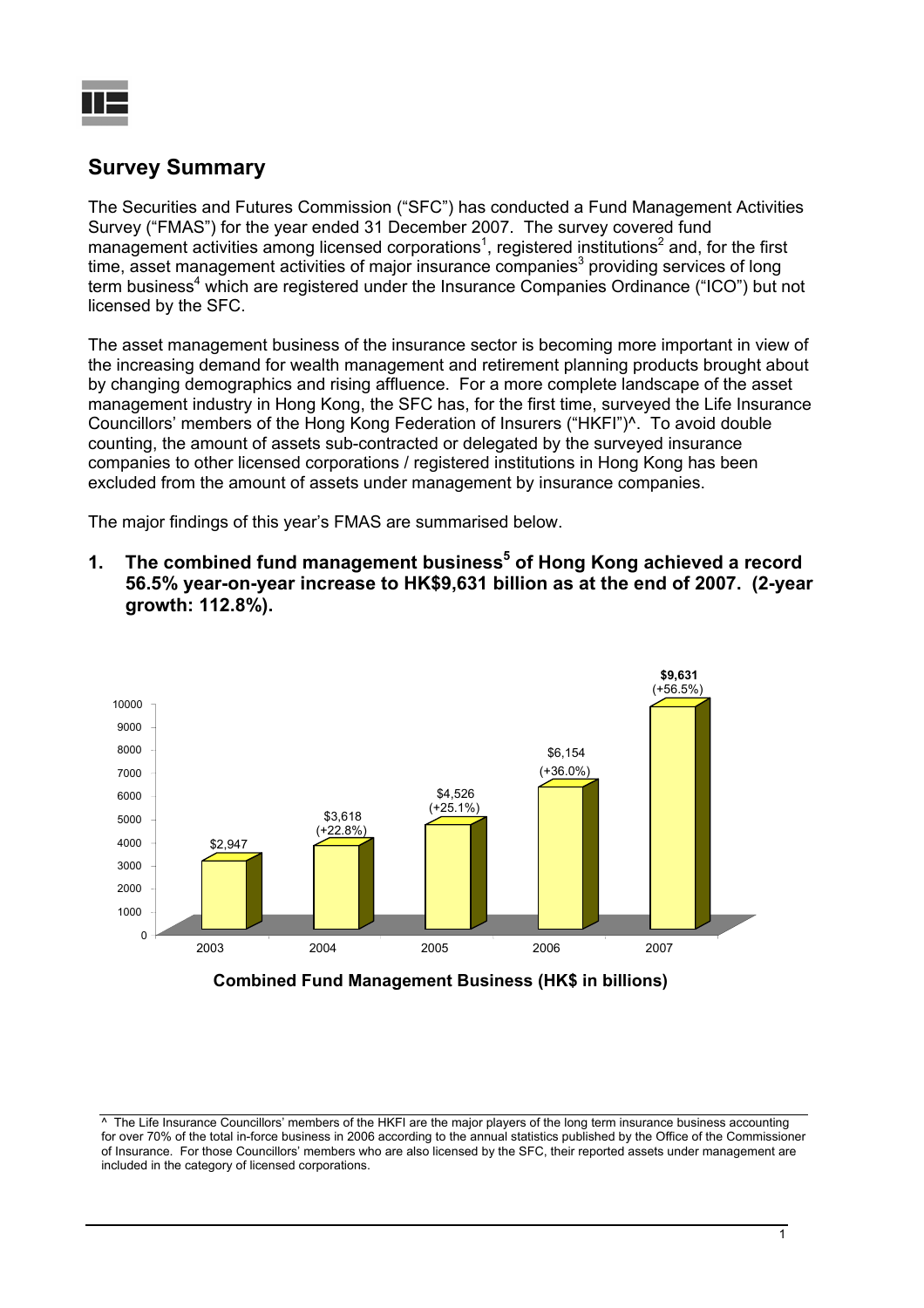## Survey Summary

The Securities and Futures Commission ("SFC") has conducted a Fund Management Activities Survey ("FMAS") for the year ended 31 December 2007. The survey covered fund management activities among licensed corporations[1], registered institutions[2] and, for the first time, asset management activities of major insurance companies[3] providing services of long term business[4] which are registered under the Insurance Companies Ordinance ("ICO") but not licensed by the SFC.

The asset management business of the insurance sector is becoming more important in view of the increasing demand for wealth management and retirement planning products brought about by changing demographics and rising affluence. For a more complete landscape of the asset management industry in Hong Kong, the SFC has, for the first time, surveyed the Life Insurance Councillors' members of the Hong Kong Federation of Insurers ("HKFI")^. To avoid double counting, the amount of assets sub-contracted or delegated by the surveyed insurance companies to other licensed corporations / registered institutions in Hong Kong has been excluded from the amount of assets under management by insurance companies.

The major findings of this year's FMAS are summarised below.

1. **The combined fund management business[5] of Hong Kong achieved a record 56.5% year-on-year increase to HK$9,631 billion as at the end of 2007. (2-year growth: 112.8%).**

| Year | Combined Fund Management Business (HK$ in billions) | Year-on-year change |
|---|---|---|
| 2003 | $2,947 | |
| 2004 | $3,618 | (+22.8%) |
| 2005 | $4,526 | (+25.1%) |
| 2006 | $6,154 | (+36.0%) |
| 2007 | **$9,631** | (+56.5%) |

**Combined Fund Management Business (HK$ in billions)**

^ The Life Insurance Councillors' members of the HKFI are the major players of the long term insurance business accounting for over 70% of the total in-force business in 2006 according to the annual statistics published by the Office of the Commissioner of Insurance. For those Councillors' members who are also licensed by the SFC, their reported assets under management are included in the category of licensed corporations.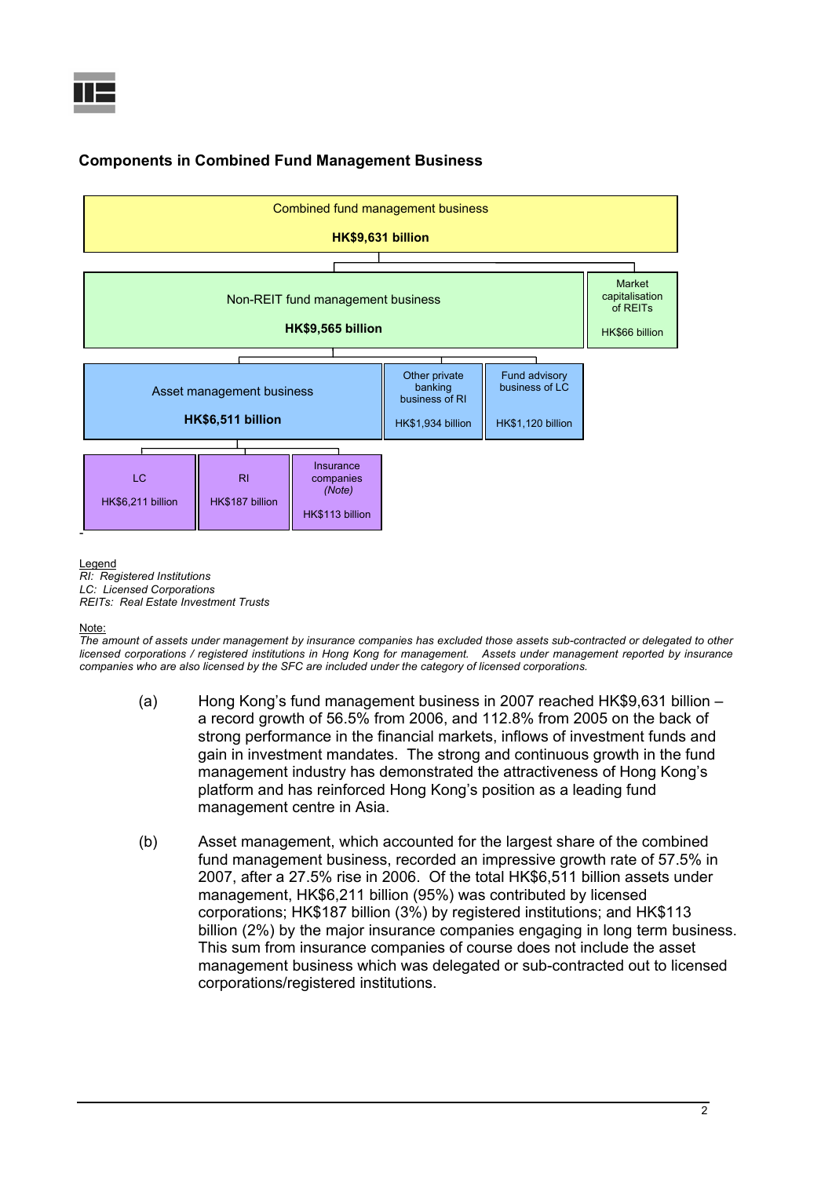### Components in Combined Fund Management Business

- **Combined fund management business — HK$9,631 billion**
  - **Non-REIT fund management business — HK$9,565 billion**
    - **Asset management business — HK$6,511 billion**
      - LC — HK$6,211 billion
      - RI — HK$187 billion
      - Insurance companies *(Note)* — HK$113 billion
    - Other private banking business of RI — HK$1,934 billion
    - Fund advisory business of LC — HK$1,120 billion
  - Market capitalisation of REITs — HK$66 billion

Legend
*RI: Registered Institutions*
*LC: Licensed Corporations*
*REITs: Real Estate Investment Trusts*

Note:
*The amount of assets under management by insurance companies has excluded those assets sub-contracted or delegated to other licensed corporations / registered institutions in Hong Kong for management. Assets under management reported by insurance companies who are also licensed by the SFC are included under the category of licensed corporations.*

(a) Hong Kong's fund management business in 2007 reached HK$9,631 billion – a record growth of 56.5% from 2006, and 112.8% from 2005 on the back of strong performance in the financial markets, inflows of investment funds and gain in investment mandates. The strong and continuous growth in the fund management industry has demonstrated the attractiveness of Hong Kong's platform and has reinforced Hong Kong's position as a leading fund management centre in Asia.

(b) Asset management, which accounted for the largest share of the combined fund management business, recorded an impressive growth rate of 57.5% in 2007, after a 27.5% rise in 2006. Of the total HK$6,511 billion assets under management, HK$6,211 billion (95%) was contributed by licensed corporations; HK$187 billion (3%) by registered institutions; and HK$113 billion (2%) by the major insurance companies engaging in long term business. This sum from insurance companies of course does not include the asset management business which was delegated or sub-contracted out to licensed corporations/registered institutions.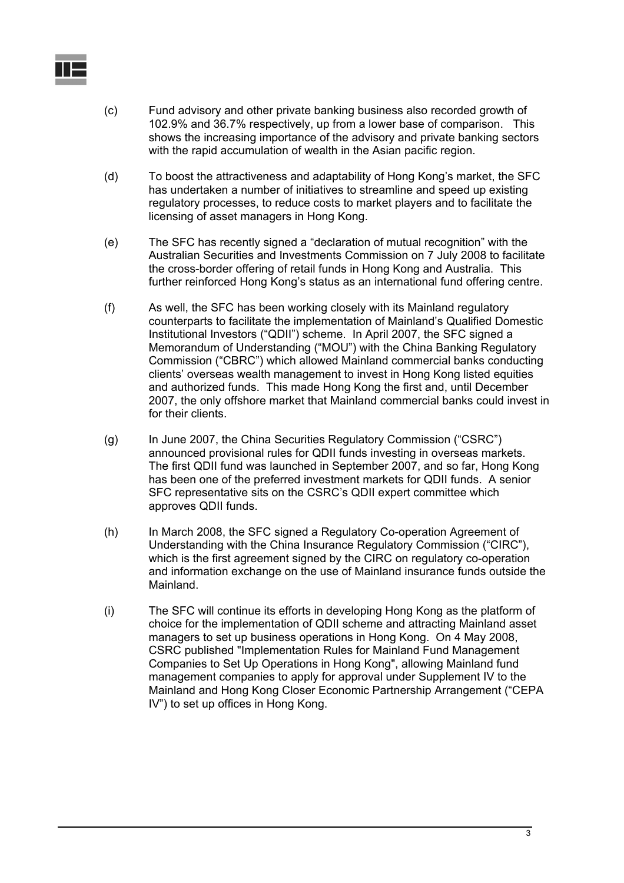(c) Fund advisory and other private banking business also recorded growth of 102.9% and 36.7% respectively, up from a lower base of comparison. This shows the increasing importance of the advisory and private banking sectors with the rapid accumulation of wealth in the Asian pacific region.

(d) To boost the attractiveness and adaptability of Hong Kong's market, the SFC has undertaken a number of initiatives to streamline and speed up existing regulatory processes, to reduce costs to market players and to facilitate the licensing of asset managers in Hong Kong.

(e) The SFC has recently signed a "declaration of mutual recognition" with the Australian Securities and Investments Commission on 7 July 2008 to facilitate the cross-border offering of retail funds in Hong Kong and Australia. This further reinforced Hong Kong's status as an international fund offering centre.

(f) As well, the SFC has been working closely with its Mainland regulatory counterparts to facilitate the implementation of Mainland's Qualified Domestic Institutional Investors ("QDII") scheme. In April 2007, the SFC signed a Memorandum of Understanding ("MOU") with the China Banking Regulatory Commission ("CBRC") which allowed Mainland commercial banks conducting clients' overseas wealth management to invest in Hong Kong listed equities and authorized funds. This made Hong Kong the first and, until December 2007, the only offshore market that Mainland commercial banks could invest in for their clients.

(g) In June 2007, the China Securities Regulatory Commission ("CSRC") announced provisional rules for QDII funds investing in overseas markets. The first QDII fund was launched in September 2007, and so far, Hong Kong has been one of the preferred investment markets for QDII funds. A senior SFC representative sits on the CSRC's QDII expert committee which approves QDII funds.

(h) In March 2008, the SFC signed a Regulatory Co-operation Agreement of Understanding with the China Insurance Regulatory Commission ("CIRC"), which is the first agreement signed by the CIRC on regulatory co-operation and information exchange on the use of Mainland insurance funds outside the Mainland.

(i) The SFC will continue its efforts in developing Hong Kong as the platform of choice for the implementation of QDII scheme and attracting Mainland asset managers to set up business operations in Hong Kong. On 4 May 2008, CSRC published "Implementation Rules for Mainland Fund Management Companies to Set Up Operations in Hong Kong", allowing Mainland fund management companies to apply for approval under Supplement IV to the Mainland and Hong Kong Closer Economic Partnership Arrangement ("CEPA IV") to set up offices in Hong Kong.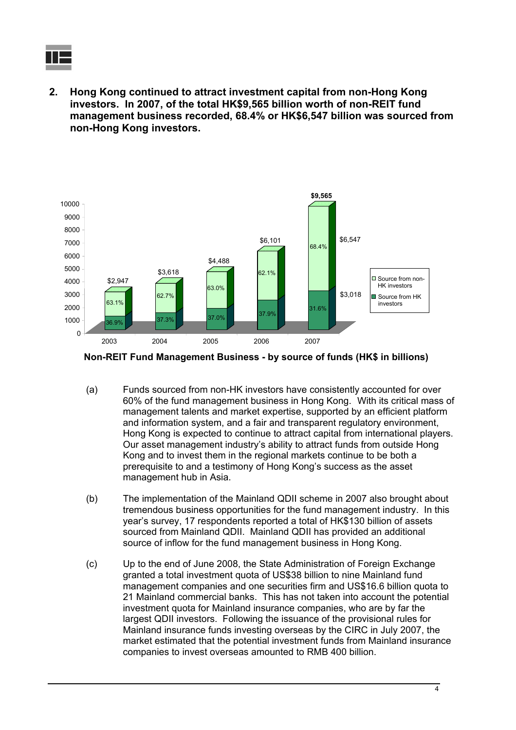**2. Hong Kong continued to attract investment capital from non-Hong Kong investors. In 2007, of the total HK$9,565 billion worth of non-REIT fund management business recorded, 68.4% or HK$6,547 billion was sourced from non-Hong Kong investors.**

| Year | Total | Source from non-HK investors | Source from HK investors |
|---|---|---|---|
| 2003 | $2,947 | 63.1% | 36.9% |
| 2004 | $3,618 | 62.7% | 37.3% |
| 2005 | $4,488 | 63.0% | 37.0% |
| 2006 | $6,101 | 62.1% | 37.9% |
| 2007 | $9,565 | 68.4% ($6,547) | 31.6% ($3,018) |

**Non-REIT Fund Management Business - by source of funds (HK$ in billions)**

(a) Funds sourced from non-HK investors have consistently accounted for over 60% of the fund management business in Hong Kong. With its critical mass of management talents and market expertise, supported by an efficient platform and information system, and a fair and transparent regulatory environment, Hong Kong is expected to continue to attract capital from international players. Our asset management industry's ability to attract funds from outside Hong Kong and to invest them in the regional markets continue to be both a prerequisite to and a testimony of Hong Kong's success as the asset management hub in Asia.

(b) The implementation of the Mainland QDII scheme in 2007 also brought about tremendous business opportunities for the fund management industry. In this year's survey, 17 respondents reported a total of HK$130 billion of assets sourced from Mainland QDII. Mainland QDII has provided an additional source of inflow for the fund management business in Hong Kong.

(c) Up to the end of June 2008, the State Administration of Foreign Exchange granted a total investment quota of US$38 billion to nine Mainland fund management companies and one securities firm and US$16.6 billion quota to 21 Mainland commercial banks. This has not taken into account the potential investment quota for Mainland insurance companies, who are by far the largest QDII investors. Following the issuance of the provisional rules for Mainland insurance funds investing overseas by the CIRC in July 2007, the market estimated that the potential investment funds from Mainland insurance companies to invest overseas amounted to RMB 400 billion.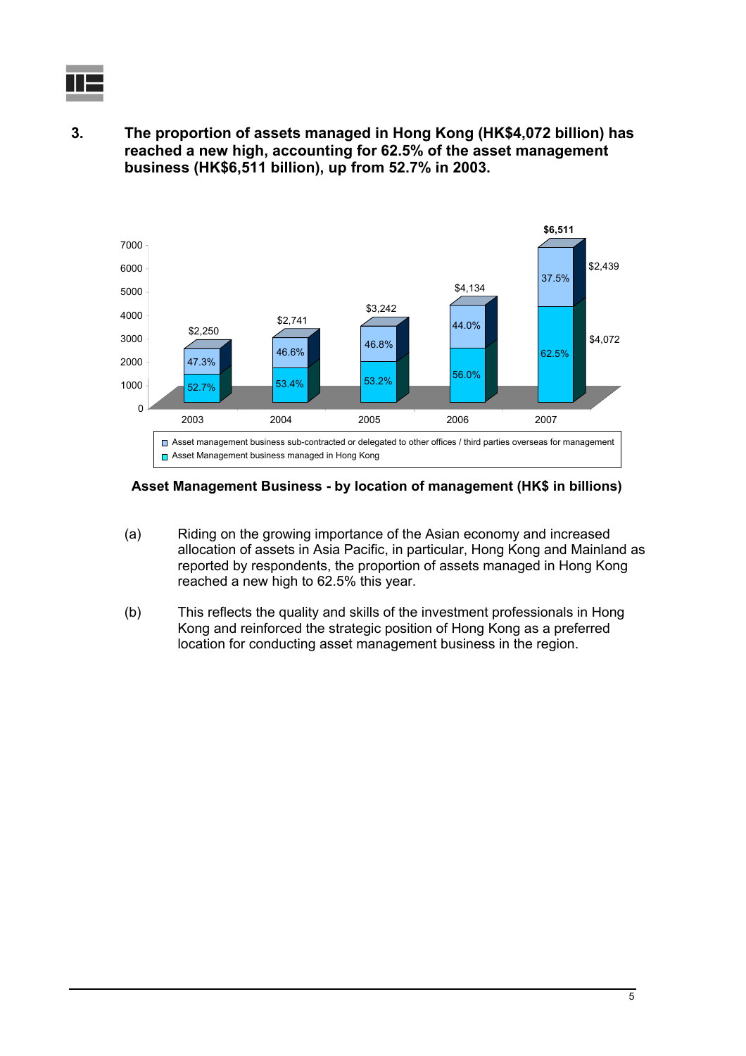3. **The proportion of assets managed in Hong Kong (HK$4,072 billion) has reached a new high, accounting for 62.5% of the asset management business (HK$6,511 billion), up from 52.7% in 2003.**

| Year | Total | Asset management business sub-contracted or delegated to other offices / third parties overseas for management | Asset Management business managed in Hong Kong |
|---|---|---|---|
| 2003 | $2,250 | 47.3% | 52.7% |
| 2004 | $2,741 | 46.6% | 53.4% |
| 2005 | $3,242 | 46.8% | 53.2% |
| 2006 | $4,134 | 44.0% | 56.0% |
| 2007 | $6,511 | 37.5% ($2,439) | 62.5% ($4,072) |

**Asset Management Business - by location of management (HK$ in billions)**

(a) Riding on the growing importance of the Asian economy and increased allocation of assets in Asia Pacific, in particular, Hong Kong and Mainland as reported by respondents, the proportion of assets managed in Hong Kong reached a new high to 62.5% this year.

(b) This reflects the quality and skills of the investment professionals in Hong Kong and reinforced the strategic position of Hong Kong as a preferred location for conducting asset management business in the region.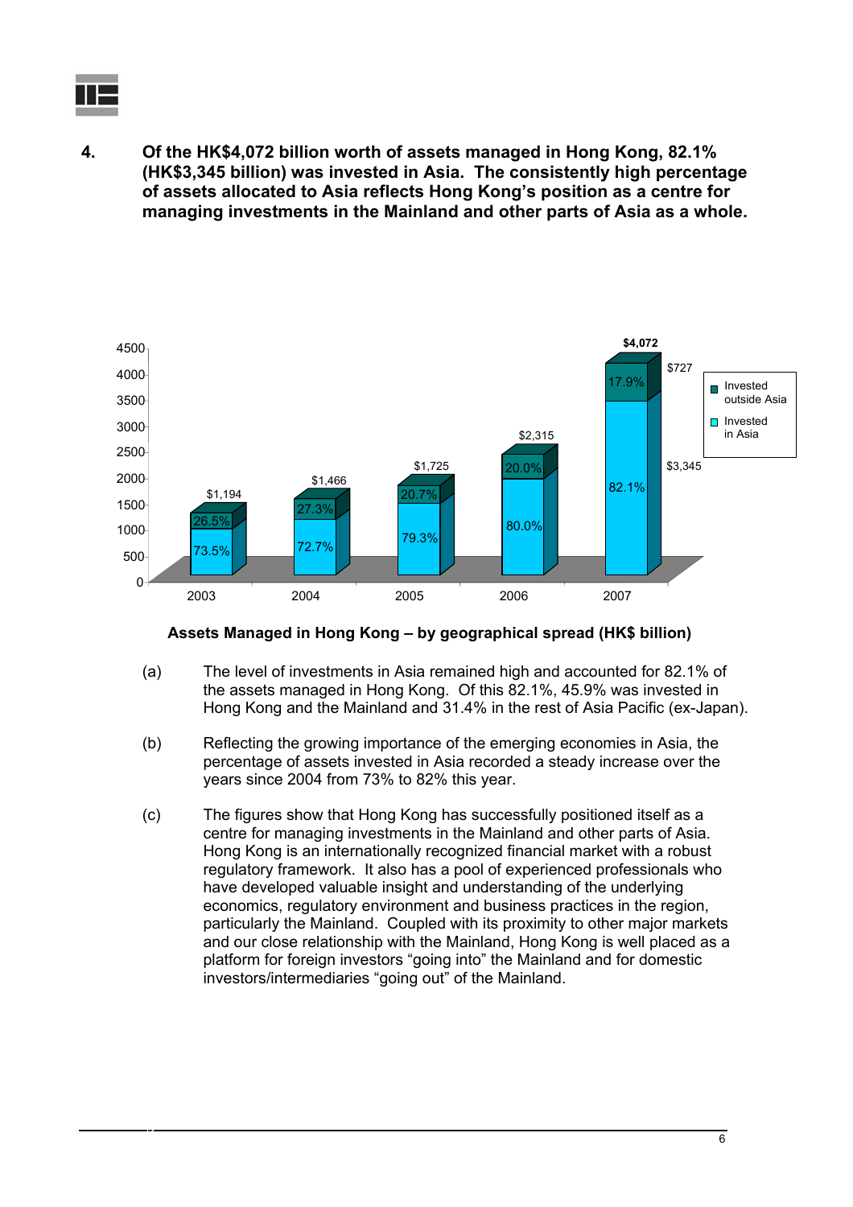**4. Of the HK$4,072 billion worth of assets managed in Hong Kong, 82.1% (HK$3,345 billion) was invested in Asia. The consistently high percentage of assets allocated to Asia reflects Hong Kong's position as a centre for managing investments in the Mainland and other parts of Asia as a whole.**

| Year | Invested in Asia | Invested outside Asia | Total (HK$ billion) |
|---|---|---|---|
| 2003 | 73.5% | 26.5% | $1,194 |
| 2004 | 72.7% | 27.3% | $1,466 |
| 2005 | 79.3% | 20.7% | $1,725 |
| 2006 | 80.0% | 20.0% | $2,315 |
| 2007 | 82.1% ($3,345) | 17.9% ($727) | $4,072 |

**Assets Managed in Hong Kong – by geographical spread (HK$ billion)**

(a) The level of investments in Asia remained high and accounted for 82.1% of the assets managed in Hong Kong. Of this 82.1%, 45.9% was invested in Hong Kong and the Mainland and 31.4% in the rest of Asia Pacific (ex-Japan).

(b) Reflecting the growing importance of the emerging economies in Asia, the percentage of assets invested in Asia recorded a steady increase over the years since 2004 from 73% to 82% this year.

(c) The figures show that Hong Kong has successfully positioned itself as a centre for managing investments in the Mainland and other parts of Asia. Hong Kong is an internationally recognized financial market with a robust regulatory framework. It also has a pool of experienced professionals who have developed valuable insight and understanding of the underlying economics, regulatory environment and business practices in the region, particularly the Mainland. Coupled with its proximity to other major markets and our close relationship with the Mainland, Hong Kong is well placed as a platform for foreign investors "going into" the Mainland and for domestic investors/intermediaries "going out" of the Mainland.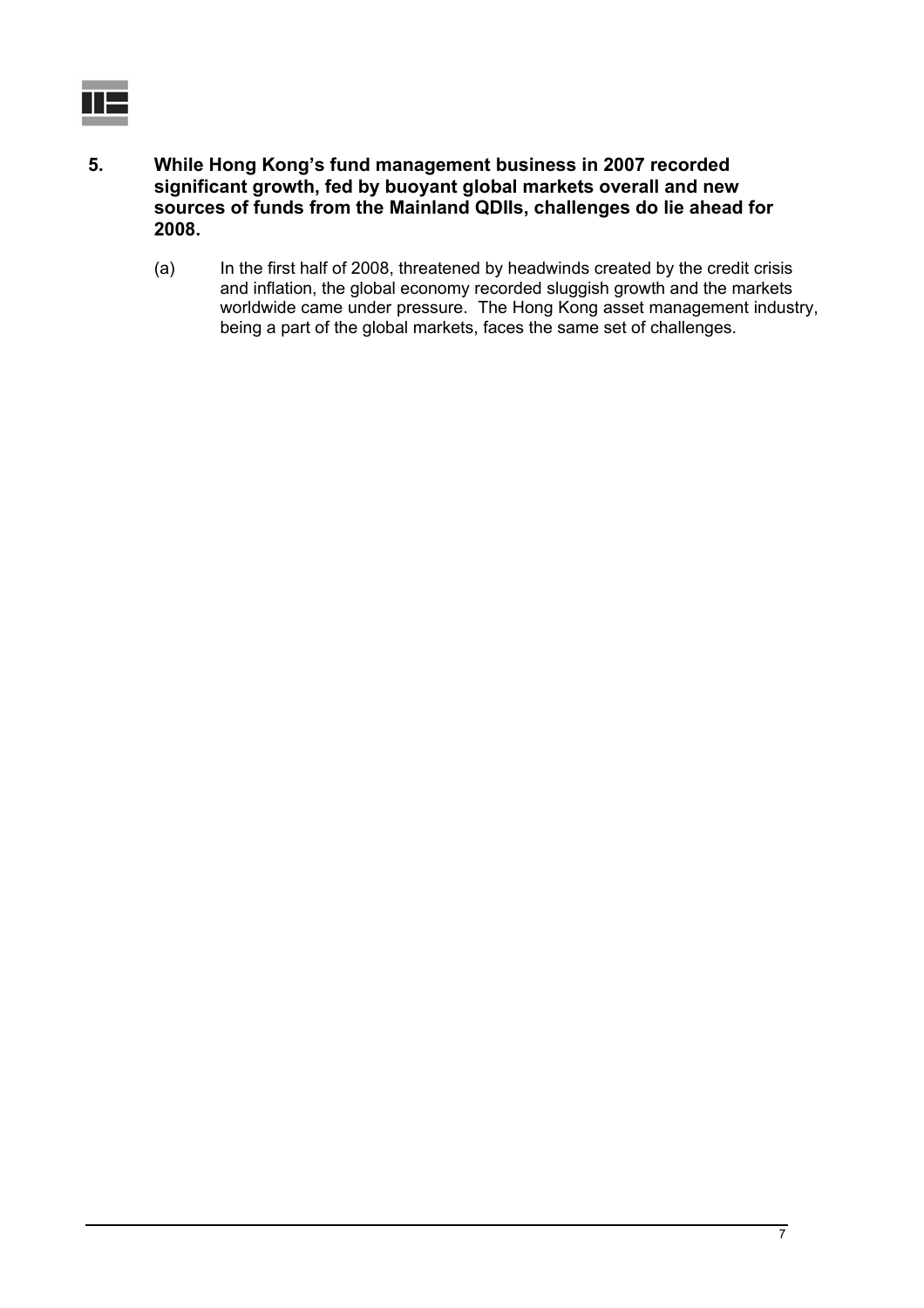**5. While Hong Kong's fund management business in 2007 recorded significant growth, fed by buoyant global markets overall and new sources of funds from the Mainland QDIIs, challenges do lie ahead for 2008.**

(a) In the first half of 2008, threatened by headwinds created by the credit crisis and inflation, the global economy recorded sluggish growth and the markets worldwide came under pressure. The Hong Kong asset management industry, being a part of the global markets, faces the same set of challenges.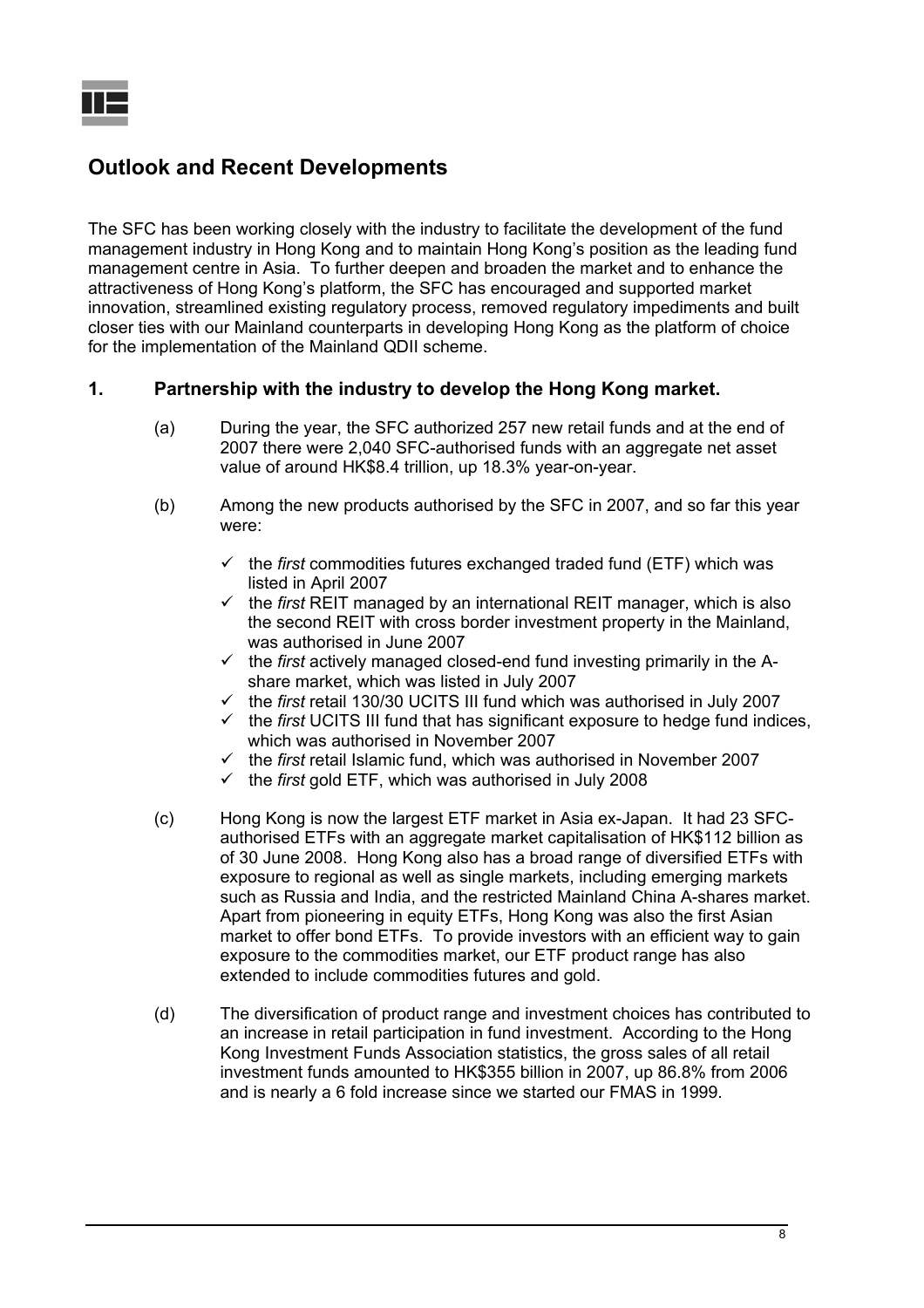## Outlook and Recent Developments

The SFC has been working closely with the industry to facilitate the development of the fund management industry in Hong Kong and to maintain Hong Kong's position as the leading fund management centre in Asia. To further deepen and broaden the market and to enhance the attractiveness of Hong Kong's platform, the SFC has encouraged and supported market innovation, streamlined existing regulatory process, removed regulatory impediments and built closer ties with our Mainland counterparts in developing Hong Kong as the platform of choice for the implementation of the Mainland QDII scheme.

### 1. Partnership with the industry to develop the Hong Kong market.

(a) During the year, the SFC authorized 257 new retail funds and at the end of 2007 there were 2,040 SFC-authorised funds with an aggregate net asset value of around HK$8.4 trillion, up 18.3% year-on-year.

(b) Among the new products authorised by the SFC in 2007, and so far this year were:

- ✓ the *first* commodities futures exchanged traded fund (ETF) which was listed in April 2007
- ✓ the *first* REIT managed by an international REIT manager, which is also the second REIT with cross border investment property in the Mainland, was authorised in June 2007
- ✓ the *first* actively managed closed-end fund investing primarily in the A-share market, which was listed in July 2007
- ✓ the *first* retail 130/30 UCITS III fund which was authorised in July 2007
- ✓ the *first* UCITS III fund that has significant exposure to hedge fund indices, which was authorised in November 2007
- ✓ the *first* retail Islamic fund, which was authorised in November 2007
- ✓ the *first* gold ETF, which was authorised in July 2008

(c) Hong Kong is now the largest ETF market in Asia ex-Japan. It had 23 SFC-authorised ETFs with an aggregate market capitalisation of HK$112 billion as of 30 June 2008. Hong Kong also has a broad range of diversified ETFs with exposure to regional as well as single markets, including emerging markets such as Russia and India, and the restricted Mainland China A-shares market. Apart from pioneering in equity ETFs, Hong Kong was also the first Asian market to offer bond ETFs. To provide investors with an efficient way to gain exposure to the commodities market, our ETF product range has also extended to include commodities futures and gold.

(d) The diversification of product range and investment choices has contributed to an increase in retail participation in fund investment. According to the Hong Kong Investment Funds Association statistics, the gross sales of all retail investment funds amounted to HK$355 billion in 2007, up 86.8% from 2006 and is nearly a 6 fold increase since we started our FMAS in 1999.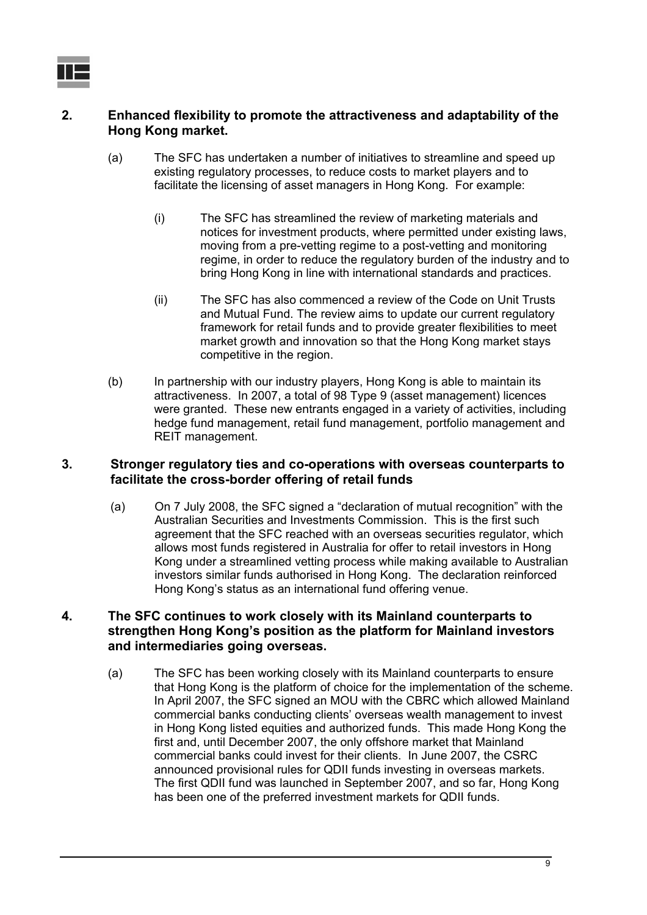**2. Enhanced flexibility to promote the attractiveness and adaptability of the Hong Kong market.**

(a) The SFC has undertaken a number of initiatives to streamline and speed up existing regulatory processes, to reduce costs to market players and to facilitate the licensing of asset managers in Hong Kong. For example:

(i) The SFC has streamlined the review of marketing materials and notices for investment products, where permitted under existing laws, moving from a pre-vetting regime to a post-vetting and monitoring regime, in order to reduce the regulatory burden of the industry and to bring Hong Kong in line with international standards and practices.

(ii) The SFC has also commenced a review of the Code on Unit Trusts and Mutual Fund. The review aims to update our current regulatory framework for retail funds and to provide greater flexibilities to meet market growth and innovation so that the Hong Kong market stays competitive in the region.

(b) In partnership with our industry players, Hong Kong is able to maintain its attractiveness. In 2007, a total of 98 Type 9 (asset management) licences were granted. These new entrants engaged in a variety of activities, including hedge fund management, retail fund management, portfolio management and REIT management.

**3. Stronger regulatory ties and co-operations with overseas counterparts to facilitate the cross-border offering of retail funds**

(a) On 7 July 2008, the SFC signed a "declaration of mutual recognition" with the Australian Securities and Investments Commission. This is the first such agreement that the SFC reached with an overseas securities regulator, which allows most funds registered in Australia for offer to retail investors in Hong Kong under a streamlined vetting process while making available to Australian investors similar funds authorised in Hong Kong. The declaration reinforced Hong Kong's status as an international fund offering venue.

**4. The SFC continues to work closely with its Mainland counterparts to strengthen Hong Kong's position as the platform for Mainland investors and intermediaries going overseas.**

(a) The SFC has been working closely with its Mainland counterparts to ensure that Hong Kong is the platform of choice for the implementation of the scheme. In April 2007, the SFC signed an MOU with the CBRC which allowed Mainland commercial banks conducting clients' overseas wealth management to invest in Hong Kong listed equities and authorized funds. This made Hong Kong the first and, until December 2007, the only offshore market that Mainland commercial banks could invest for their clients. In June 2007, the CSRC announced provisional rules for QDII funds investing in overseas markets. The first QDII fund was launched in September 2007, and so far, Hong Kong has been one of the preferred investment markets for QDII funds.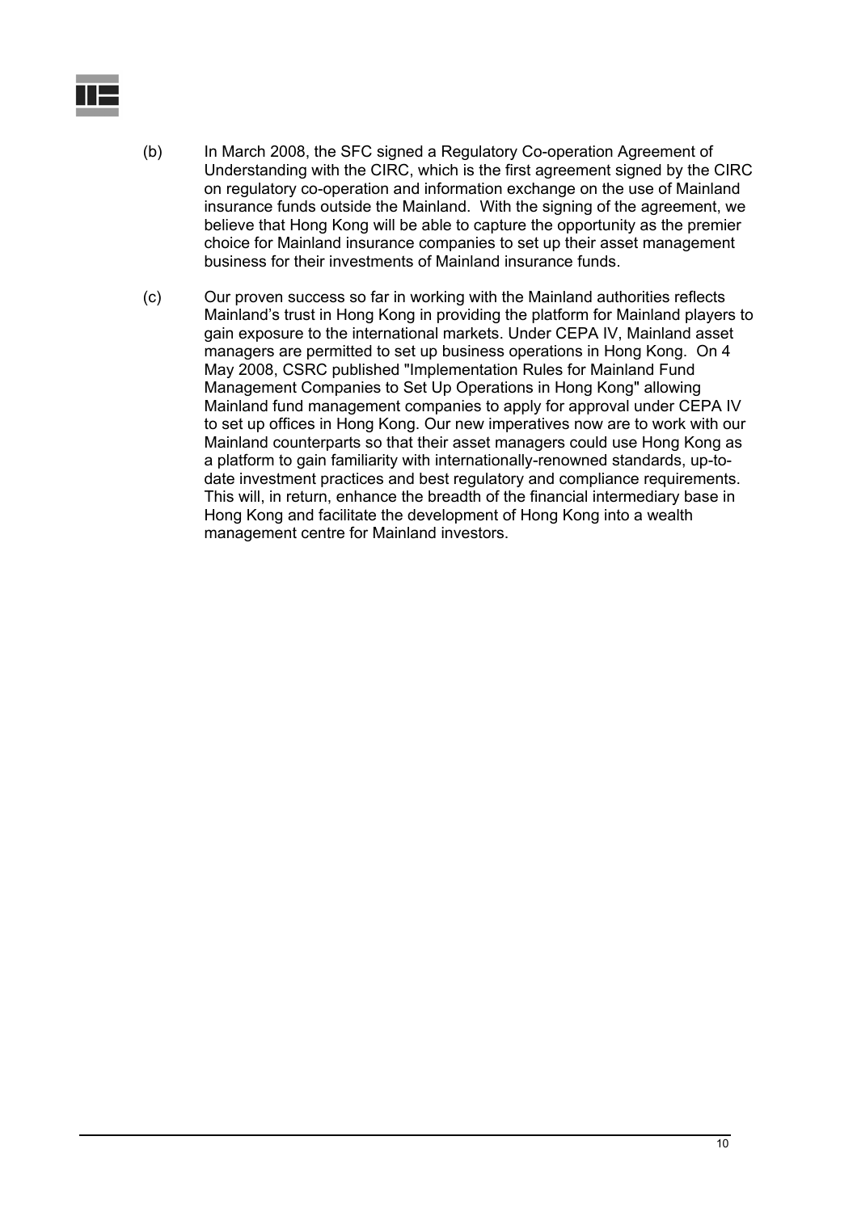(b) In March 2008, the SFC signed a Regulatory Co-operation Agreement of Understanding with the CIRC, which is the first agreement signed by the CIRC on regulatory co-operation and information exchange on the use of Mainland insurance funds outside the Mainland. With the signing of the agreement, we believe that Hong Kong will be able to capture the opportunity as the premier choice for Mainland insurance companies to set up their asset management business for their investments of Mainland insurance funds.

(c) Our proven success so far in working with the Mainland authorities reflects Mainland's trust in Hong Kong in providing the platform for Mainland players to gain exposure to the international markets. Under CEPA IV, Mainland asset managers are permitted to set up business operations in Hong Kong. On 4 May 2008, CSRC published "Implementation Rules for Mainland Fund Management Companies to Set Up Operations in Hong Kong" allowing Mainland fund management companies to apply for approval under CEPA IV to set up offices in Hong Kong. Our new imperatives now are to work with our Mainland counterparts so that their asset managers could use Hong Kong as a platform to gain familiarity with internationally-renowned standards, up-to-date investment practices and best regulatory and compliance requirements. This will, in return, enhance the breadth of the financial intermediary base in Hong Kong and facilitate the development of Hong Kong into a wealth management centre for Mainland investors.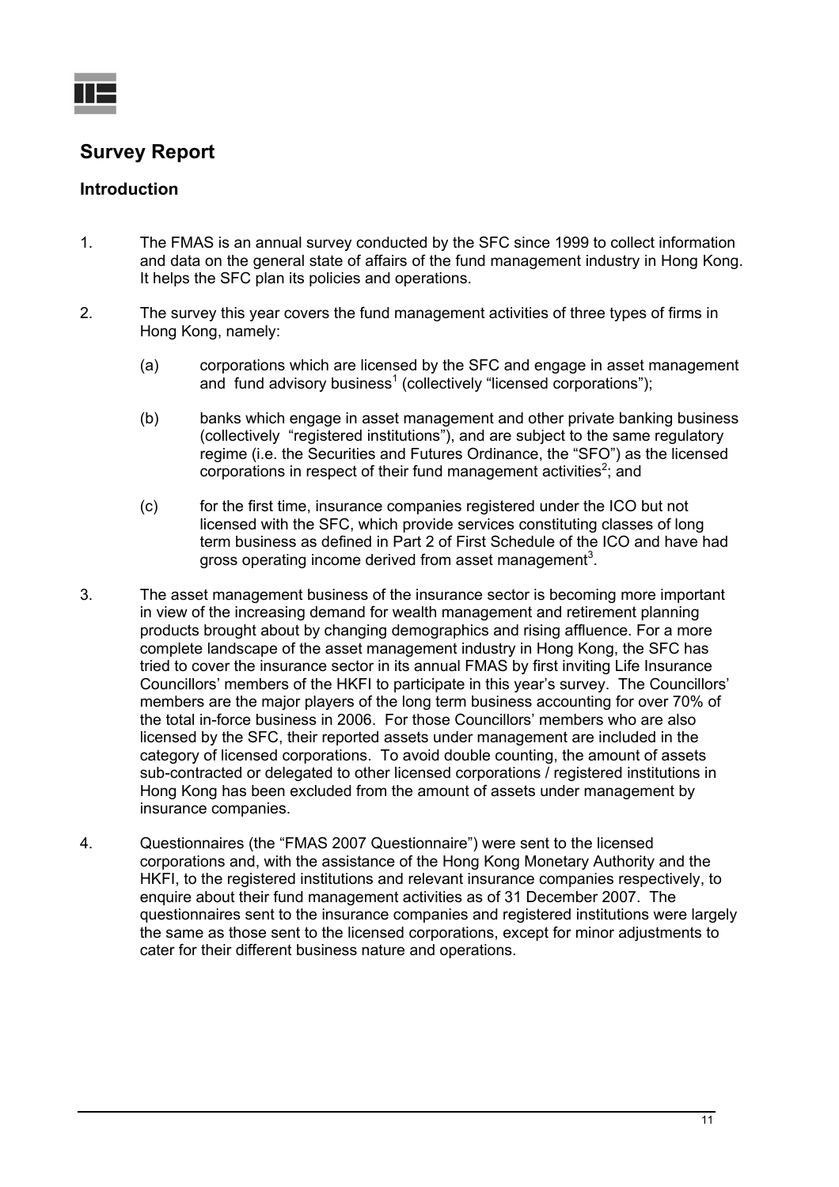# Survey Report

## Introduction

1. The FMAS is an annual survey conducted by the SFC since 1999 to collect information and data on the general state of affairs of the fund management industry in Hong Kong. It helps the SFC plan its policies and operations.

2. The survey this year covers the fund management activities of three types of firms in Hong Kong, namely:

   (a) corporations which are licensed by the SFC and engage in asset management and fund advisory business[1] (collectively "licensed corporations");

   (b) banks which engage in asset management and other private banking business (collectively "registered institutions"), and are subject to the same regulatory regime (i.e. the Securities and Futures Ordinance, the "SFO") as the licensed corporations in respect of their fund management activities[2]; and

   (c) for the first time, insurance companies registered under the ICO but not licensed with the SFC, which provide services constituting classes of long term business as defined in Part 2 of First Schedule of the ICO and have had gross operating income derived from asset management[3].

3. The asset management business of the insurance sector is becoming more important in view of the increasing demand for wealth management and retirement planning products brought about by changing demographics and rising affluence. For a more complete landscape of the asset management industry in Hong Kong, the SFC has tried to cover the insurance sector in its annual FMAS by first inviting Life Insurance Councillors' members of the HKFI to participate in this year's survey. The Councillors' members are the major players of the long term business accounting for over 70% of the total in-force business in 2006. For those Councillors' members who are also licensed by the SFC, their reported assets under management are included in the category of licensed corporations. To avoid double counting, the amount of assets sub-contracted or delegated to other licensed corporations / registered institutions in Hong Kong has been excluded from the amount of assets under management by insurance companies.

4. Questionnaires (the "FMAS 2007 Questionnaire") were sent to the licensed corporations and, with the assistance of the Hong Kong Monetary Authority and the HKFI, to the registered institutions and relevant insurance companies respectively, to enquire about their fund management activities as of 31 December 2007. The questionnaires sent to the insurance companies and registered institutions were largely the same as those sent to the licensed corporations, except for minor adjustments to cater for their different business nature and operations.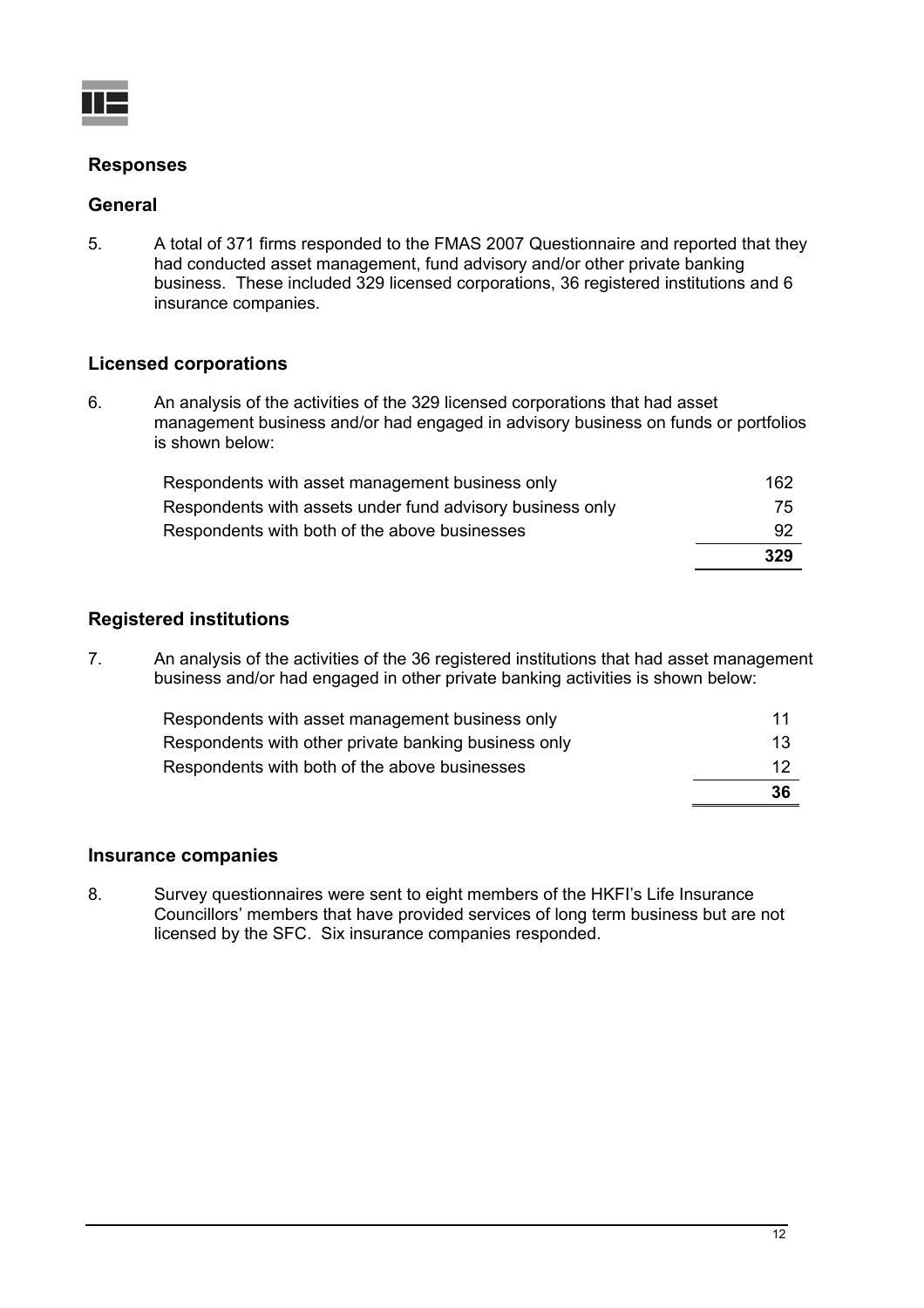## Responses

### General

5. A total of 371 firms responded to the FMAS 2007 Questionnaire and reported that they had conducted asset management, fund advisory and/or other private banking business. These included 329 licensed corporations, 36 registered institutions and 6 insurance companies.

### Licensed corporations

6. An analysis of the activities of the 329 licensed corporations that had asset management business and/or had engaged in advisory business on funds or portfolios is shown below:

| | |
|---|---|
| Respondents with asset management business only | 162 |
| Respondents with assets under fund advisory business only | 75 |
| Respondents with both of the above businesses | 92 |
| | **329** |

### Registered institutions

7. An analysis of the activities of the 36 registered institutions that had asset management business and/or had engaged in other private banking activities is shown below:

| | |
|---|---|
| Respondents with asset management business only | 11 |
| Respondents with other private banking business only | 13 |
| Respondents with both of the above businesses | 12 |
| | **36** |

### Insurance companies

8. Survey questionnaires were sent to eight members of the HKFI's Life Insurance Councillors' members that have provided services of long term business but are not licensed by the SFC. Six insurance companies responded.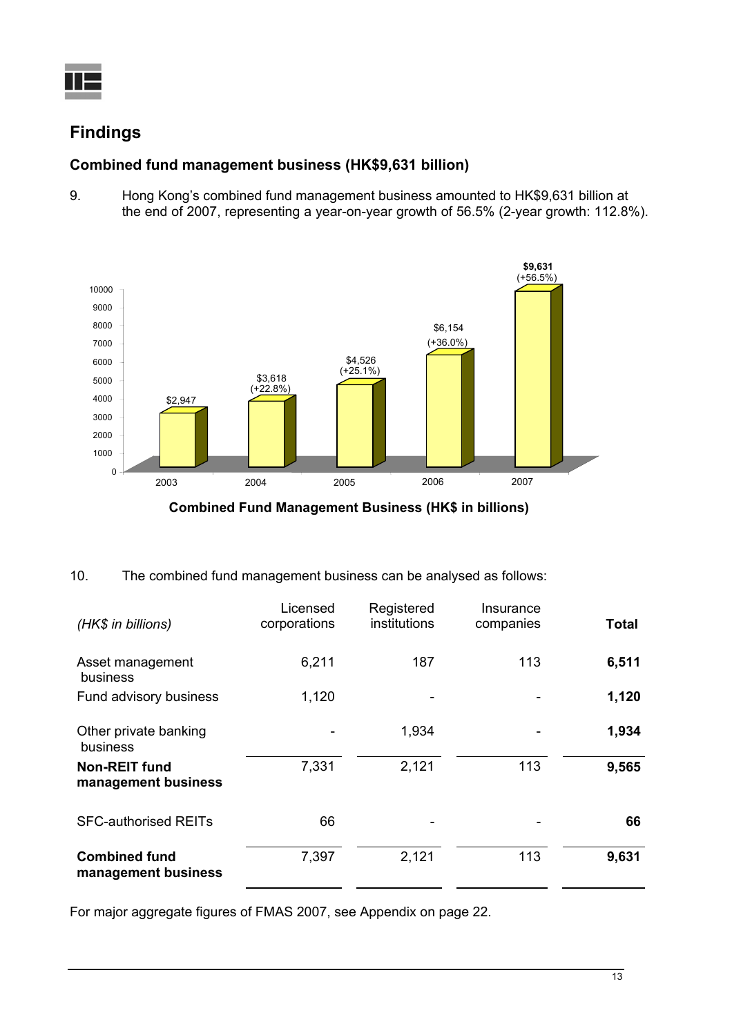## Findings

### Combined fund management business (HK$9,631 billion)

9. Hong Kong's combined fund management business amounted to HK$9,631 billion at the end of 2007, representing a year-on-year growth of 56.5% (2-year growth: 112.8%).

| Year | HK$ in billions | Growth |
|---|---|---|
| 2003 | $2,947 | |
| 2004 | $3,618 | (+22.8%) |
| 2005 | $4,526 | (+25.1%) |
| 2006 | $6,154 | (+36.0%) |
| 2007 | **$9,631** | (+56.5%) |

**Combined Fund Management Business (HK$ in billions)**

10. The combined fund management business can be analysed as follows:

| *(HK$ in billions)* | Licensed corporations | Registered institutions | Insurance companies | **Total** |
|---|---|---|---|---|
| Asset management business | 6,211 | 187 | 113 | **6,511** |
| Fund advisory business | 1,120 | - | - | **1,120** |
| Other private banking business | - | 1,934 | - | **1,934** |
| **Non-REIT fund management business** | 7,331 | 2,121 | 113 | **9,565** |
| SFC-authorised REITs | 66 | - | - | **66** |
| **Combined fund management business** | 7,397 | 2,121 | 113 | **9,631** |

For major aggregate figures of FMAS 2007, see Appendix on page 22.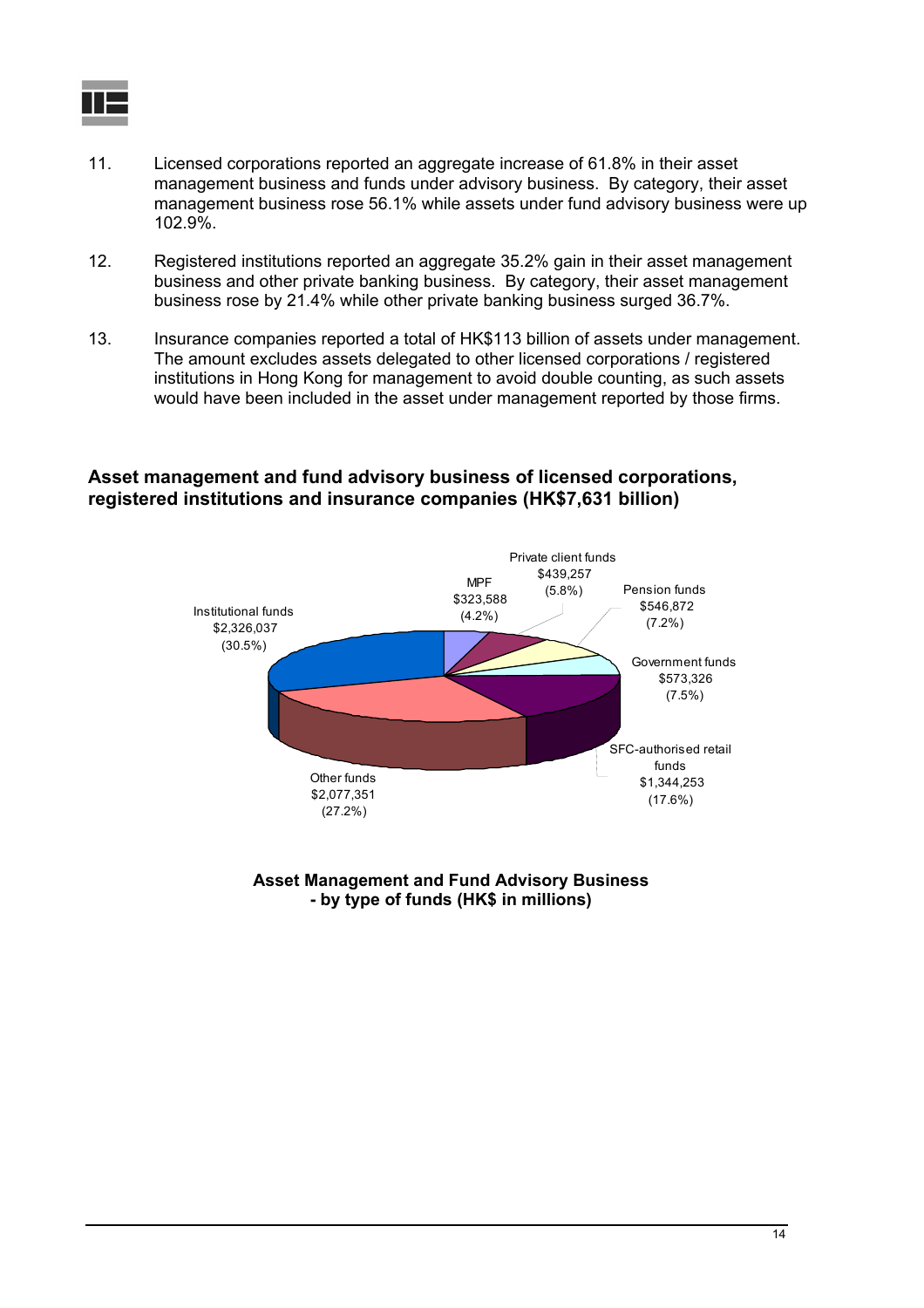11. Licensed corporations reported an aggregate increase of 61.8% in their asset management business and funds under advisory business. By category, their asset management business rose 56.1% while assets under fund advisory business were up 102.9%.

12. Registered institutions reported an aggregate 35.2% gain in their asset management business and other private banking business. By category, their asset management business rose by 21.4% while other private banking business surged 36.7%.

13. Insurance companies reported a total of HK$113 billion of assets under management. The amount excludes assets delegated to other licensed corporations / registered institutions in Hong Kong for management to avoid double counting, as such assets would have been included in the asset under management reported by those firms.

**Asset management and fund advisory business of licensed corporations, registered institutions and insurance companies (HK$7,631 billion)**

| Type of funds | HK$ in millions | % |
|---|---|---|
| Institutional funds | $2,326,037 | (30.5%) |
| Other funds | $2,077,351 | (27.2%) |
| SFC-authorised retail funds | $1,344,253 | (17.6%) |
| Government funds | $573,326 | (7.5%) |
| Pension funds | $546,872 | (7.2%) |
| Private client funds | $439,257 | (5.8%) |
| MPF | $323,588 | (4.2%) |

**Asset Management and Fund Advisory Business - by type of funds (HK$ in millions)**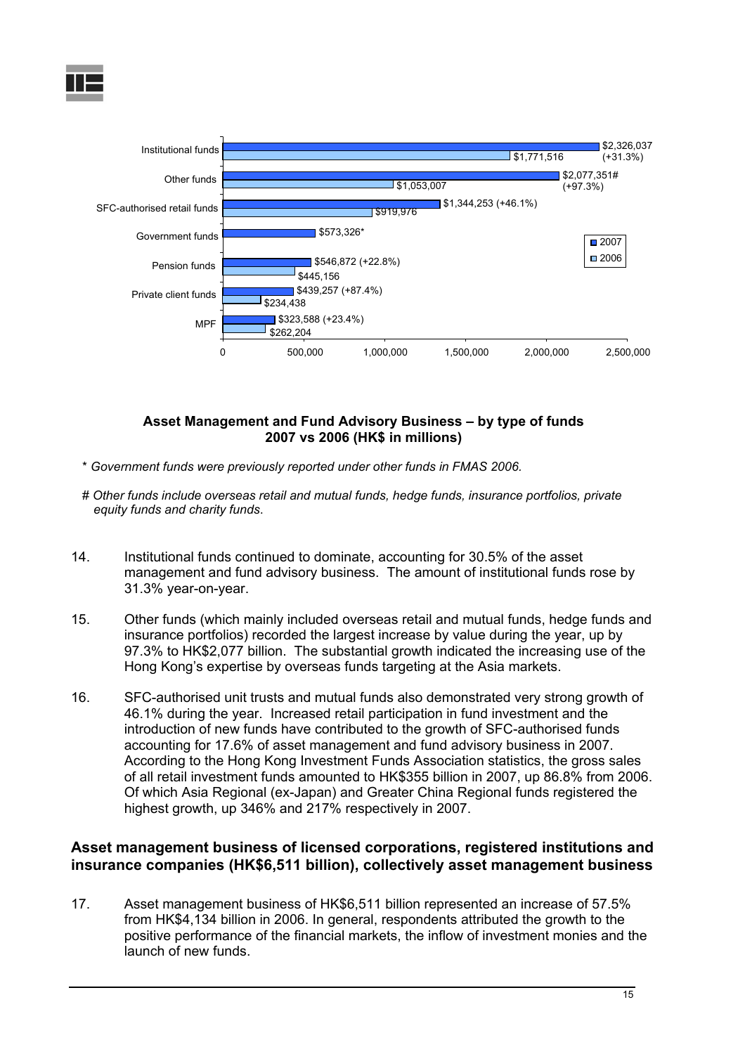| Type of funds | 2007 | 2006 |
|---|---|---|
| Institutional funds | $2,326,037 (+31.3%) | $1,771,516 |
| Other funds | $2,077,351# (+97.3%) | $1,053,007 |
| SFC-authorised retail funds | $1,344,253 (+46.1%) | $919,976 |
| Government funds | $573,326* | |
| Pension funds | $546,872 (+22.8%) | $445,156 |
| Private client funds | $439,257 (+87.4%) | $234,438 |
| MPF | $323,588 (+23.4%) | $262,204 |

**Asset Management and Fund Advisory Business – by type of funds**
**2007 vs 2006 (HK$ in millions)**

*\* Government funds were previously reported under other funds in FMAS 2006.*

*# Other funds include overseas retail and mutual funds, hedge funds, insurance portfolios, private equity funds and charity funds.*

14. Institutional funds continued to dominate, accounting for 30.5% of the asset management and fund advisory business. The amount of institutional funds rose by 31.3% year-on-year.

15. Other funds (which mainly included overseas retail and mutual funds, hedge funds and insurance portfolios) recorded the largest increase by value during the year, up by 97.3% to HK$2,077 billion. The substantial growth indicated the increasing use of the Hong Kong's expertise by overseas funds targeting at the Asia markets.

16. SFC-authorised unit trusts and mutual funds also demonstrated very strong growth of 46.1% during the year. Increased retail participation in fund investment and the introduction of new funds have contributed to the growth of SFC-authorised funds accounting for 17.6% of asset management and fund advisory business in 2007. According to the Hong Kong Investment Funds Association statistics, the gross sales of all retail investment funds amounted to HK$355 billion in 2007, up 86.8% from 2006. Of which Asia Regional (ex-Japan) and Greater China Regional funds registered the highest growth, up 346% and 217% respectively in 2007.

### Asset management business of licensed corporations, registered institutions and insurance companies (HK$6,511 billion), collectively asset management business

17. Asset management business of HK$6,511 billion represented an increase of 57.5% from HK$4,134 billion in 2006. In general, respondents attributed the growth to the positive performance of the financial markets, the inflow of investment monies and the launch of new funds.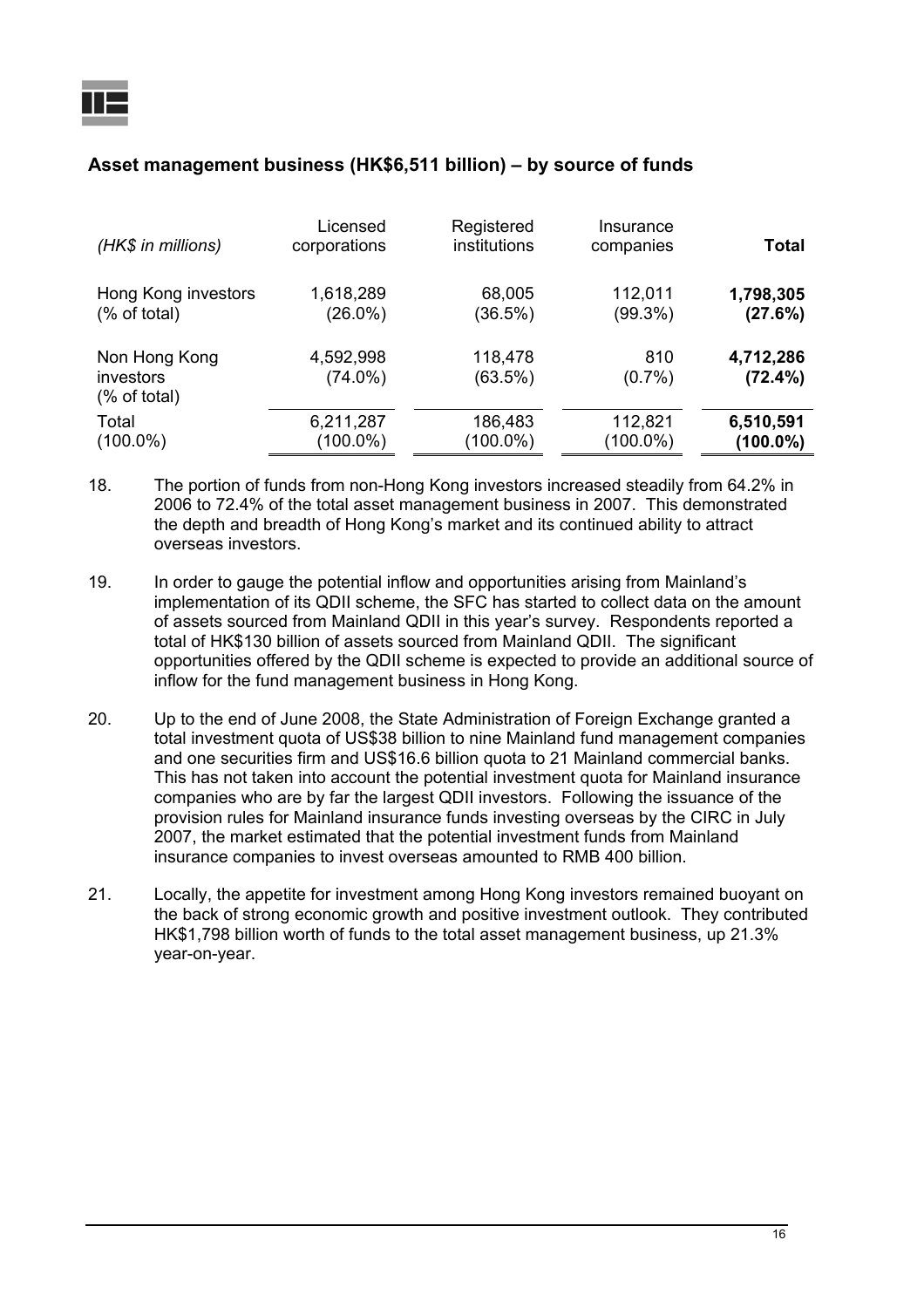### Asset management business (HK$6,511 billion) – by source of funds

| *(HK$ in millions)* | Licensed corporations | Registered institutions | Insurance companies | **Total** |
|---|---|---|---|---|
| Hong Kong investors<br>(% of total) | 1,618,289<br>(26.0%) | 68,005<br>(36.5%) | 112,011<br>(99.3%) | **1,798,305**<br>**(27.6%)** |
| Non Hong Kong investors<br>(% of total) | 4,592,998<br>(74.0%) | 118,478<br>(63.5%) | 810<br>(0.7%) | **4,712,286**<br>**(72.4%)** |
| Total<br>(100.0%) | 6,211,287<br>(100.0%) | 186,483<br>(100.0%) | 112,821<br>(100.0%) | **6,510,591**<br>**(100.0%)** |

18. The portion of funds from non-Hong Kong investors increased steadily from 64.2% in 2006 to 72.4% of the total asset management business in 2007. This demonstrated the depth and breadth of Hong Kong's market and its continued ability to attract overseas investors.

19. In order to gauge the potential inflow and opportunities arising from Mainland's implementation of its QDII scheme, the SFC has started to collect data on the amount of assets sourced from Mainland QDII in this year's survey. Respondents reported a total of HK$130 billion of assets sourced from Mainland QDII. The significant opportunities offered by the QDII scheme is expected to provide an additional source of inflow for the fund management business in Hong Kong.

20. Up to the end of June 2008, the State Administration of Foreign Exchange granted a total investment quota of US$38 billion to nine Mainland fund management companies and one securities firm and US$16.6 billion quota to 21 Mainland commercial banks. This has not taken into account the potential investment quota for Mainland insurance companies who are by far the largest QDII investors. Following the issuance of the provision rules for Mainland insurance funds investing overseas by the CIRC in July 2007, the market estimated that the potential investment funds from Mainland insurance companies to invest overseas amounted to RMB 400 billion.

21. Locally, the appetite for investment among Hong Kong investors remained buoyant on the back of strong economic growth and positive investment outlook. They contributed HK$1,798 billion worth of funds to the total asset management business, up 21.3% year-on-year.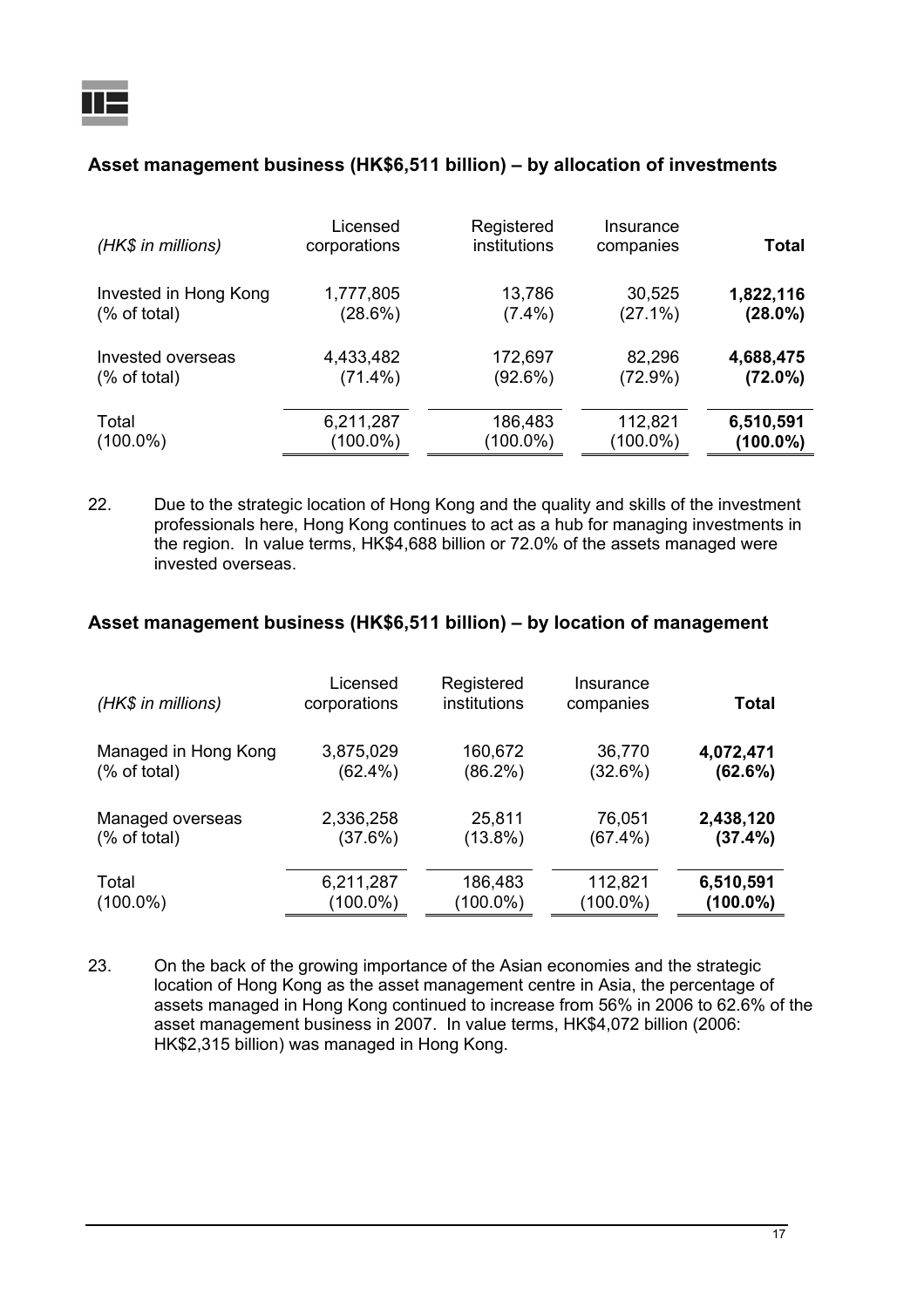### Asset management business (HK$6,511 billion) – by allocation of investments

| *(HK$ in millions)* | Licensed corporations | Registered institutions | Insurance companies | **Total** |
|---|---|---|---|---|
| Invested in Hong Kong | 1,777,805 | 13,786 | 30,525 | **1,822,116** |
| (% of total) | (28.6%) | (7.4%) | (27.1%) | **(28.0%)** |
| Invested overseas | 4,433,482 | 172,697 | 82,296 | **4,688,475** |
| (% of total) | (71.4%) | (92.6%) | (72.9%) | **(72.0%)** |
| Total | 6,211,287 | 186,483 | 112,821 | **6,510,591** |
| (100.0%) | (100.0%) | (100.0%) | (100.0%) | **(100.0%)** |

22. Due to the strategic location of Hong Kong and the quality and skills of the investment professionals here, Hong Kong continues to act as a hub for managing investments in the region. In value terms, HK$4,688 billion or 72.0% of the assets managed were invested overseas.

### Asset management business (HK$6,511 billion) – by location of management

| *(HK$ in millions)* | Licensed corporations | Registered institutions | Insurance companies | **Total** |
|---|---|---|---|---|
| Managed in Hong Kong | 3,875,029 | 160,672 | 36,770 | **4,072,471** |
| (% of total) | (62.4%) | (86.2%) | (32.6%) | **(62.6%)** |
| Managed overseas | 2,336,258 | 25,811 | 76,051 | **2,438,120** |
| (% of total) | (37.6%) | (13.8%) | (67.4%) | **(37.4%)** |
| Total | 6,211,287 | 186,483 | 112,821 | **6,510,591** |
| (100.0%) | (100.0%) | (100.0%) | (100.0%) | **(100.0%)** |

23. On the back of the growing importance of the Asian economies and the strategic location of Hong Kong as the asset management centre in Asia, the percentage of assets managed in Hong Kong continued to increase from 56% in 2006 to 62.6% of the asset management business in 2007. In value terms, HK$4,072 billion (2006: HK$2,315 billion) was managed in Hong Kong.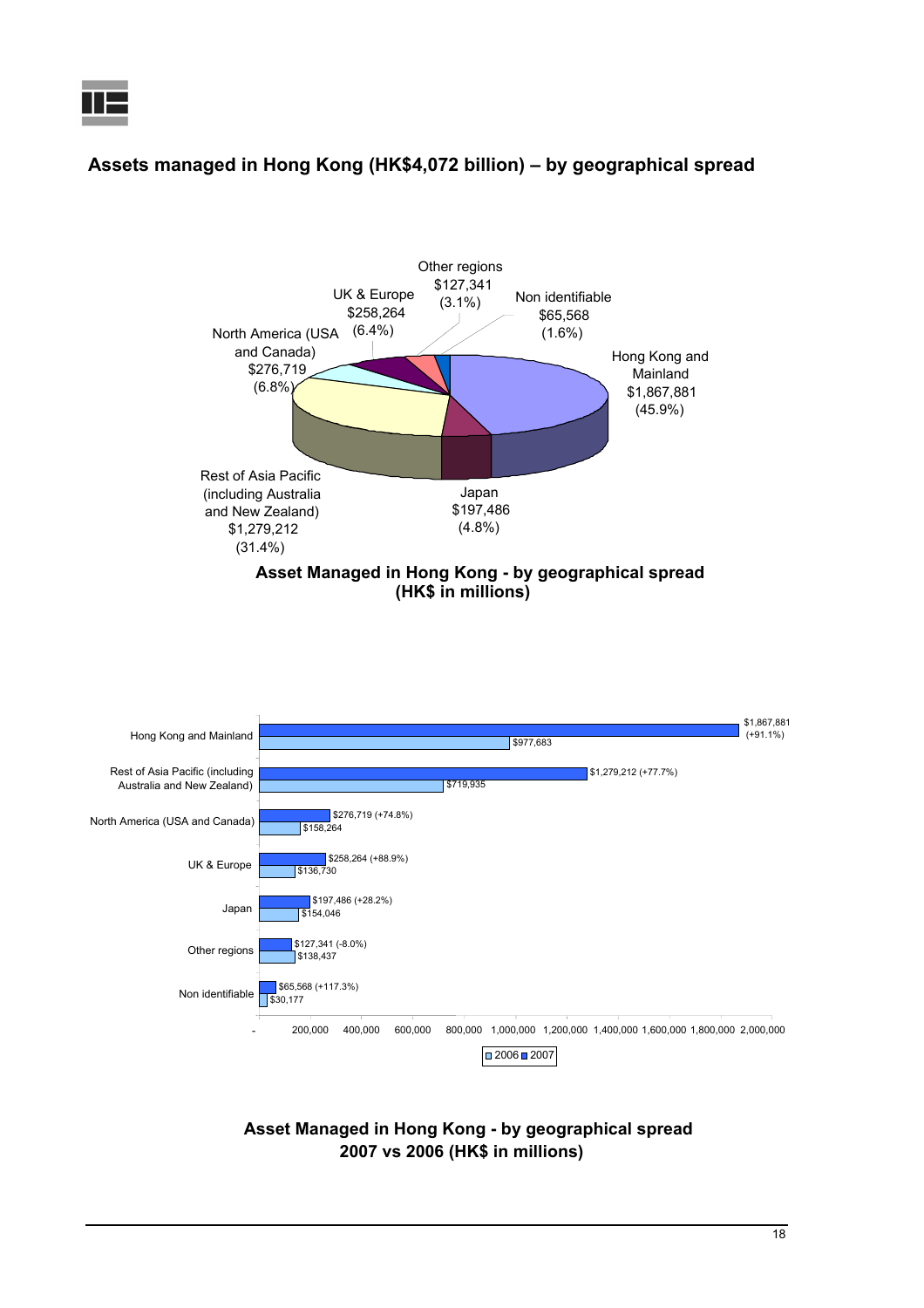## Assets managed in Hong Kong (HK$4,072 billion) – by geographical spread

| Region | HK$ in millions | % |
|---|---|---|
| Hong Kong and Mainland | $1,867,881 | (45.9%) |
| Rest of Asia Pacific (including Australia and New Zealand) | $1,279,212 | (31.4%) |
| North America (USA and Canada) | $276,719 | (6.8%) |
| UK & Europe | $258,264 | (6.4%) |
| Japan | $197,486 | (4.8%) |
| Other regions | $127,341 | (3.1%) |
| Non identifiable | $65,568 | (1.6%) |

**Asset Managed in Hong Kong - by geographical spread (HK$ in millions)**

| Region | 2006 | 2007 |
|---|---|---|
| Hong Kong and Mainland | $977,683 | $1,867,881 (+91.1%) |
| Rest of Asia Pacific (including Australia and New Zealand) | $719,935 | $1,279,212 (+77.7%) |
| North America (USA and Canada) | $158,264 | $276,719 (+74.8%) |
| UK & Europe | $136,730 | $258,264 (+88.9%) |
| Japan | $154,046 | $197,486 (+28.2%) |
| Other regions | $138,437 | $127,341 (-8.0%) |
| Non identifiable | $30,177 | $65,568 (+117.3%) |

**Asset Managed in Hong Kong - by geographical spread 2007 vs 2006 (HK$ in millions)**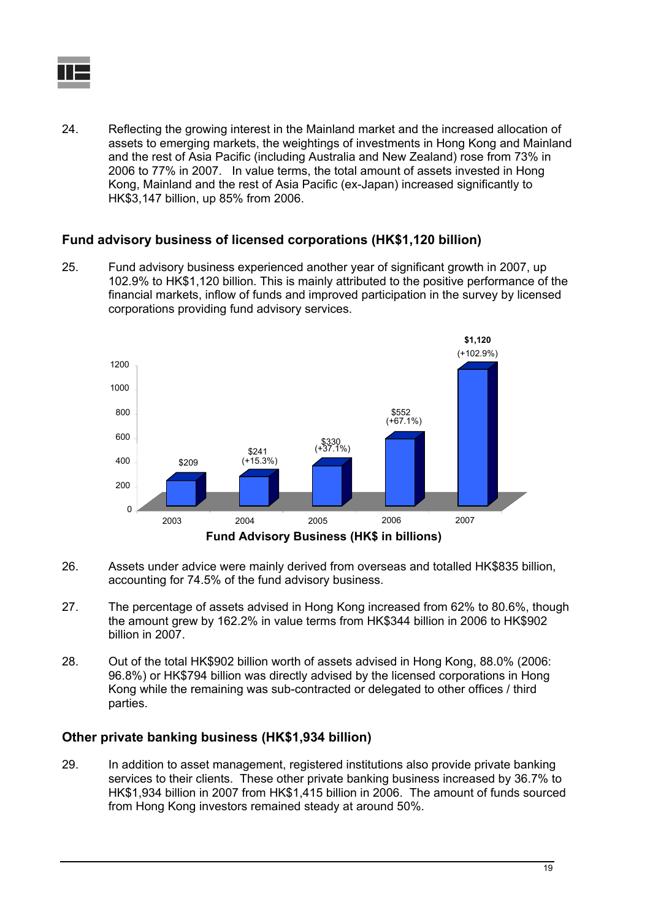24. Reflecting the growing interest in the Mainland market and the increased allocation of assets to emerging markets, the weightings of investments in Hong Kong and Mainland and the rest of Asia Pacific (including Australia and New Zealand) rose from 73% in 2006 to 77% in 2007. In value terms, the total amount of assets invested in Hong Kong, Mainland and the rest of Asia Pacific (ex-Japan) increased significantly to HK$3,147 billion, up 85% from 2006.

### Fund advisory business of licensed corporations (HK$1,120 billion)

25. Fund advisory business experienced another year of significant growth in 2007, up 102.9% to HK$1,120 billion. This is mainly attributed to the positive performance of the financial markets, inflow of funds and improved participation in the survey by licensed corporations providing fund advisory services.

| Year | Fund Advisory Business (HK$ in billions) |
|---|---|
| 2003 | $209 |
| 2004 | $241 (+15.3%) |
| 2005 | $330 (+37.1%) |
| 2006 | $552 (+67.1%) |
| 2007 | $1,120 (+102.9%) |

**Fund Advisory Business (HK$ in billions)**

26. Assets under advice were mainly derived from overseas and totalled HK$835 billion, accounting for 74.5% of the fund advisory business.

27. The percentage of assets advised in Hong Kong increased from 62% to 80.6%, though the amount grew by 162.2% in value terms from HK$344 billion in 2006 to HK$902 billion in 2007.

28. Out of the total HK$902 billion worth of assets advised in Hong Kong, 88.0% (2006: 96.8%) or HK$794 billion was directly advised by the licensed corporations in Hong Kong while the remaining was sub-contracted or delegated to other offices / third parties.

### Other private banking business (HK$1,934 billion)

29. In addition to asset management, registered institutions also provide private banking services to their clients. These other private banking business increased by 36.7% to HK$1,934 billion in 2007 from HK$1,415 billion in 2006. The amount of funds sourced from Hong Kong investors remained steady at around 50%.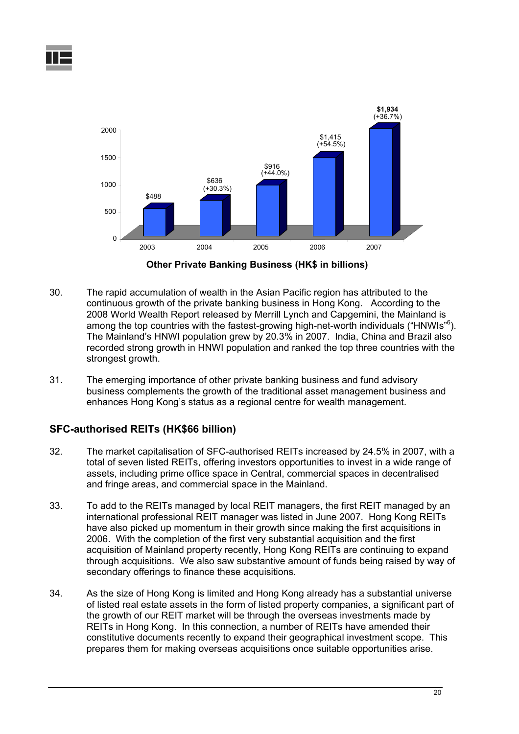| Year | Other Private Banking Business (HK$ in billions) |
|---|---|
| 2003 | $488 |
| 2004 | $636 (+30.3%) |
| 2005 | $916 (+44.0%) |
| 2006 | $1,415 (+54.5%) |
| 2007 | **$1,934** (+36.7%) |

**Other Private Banking Business (HK$ in billions)**

30. The rapid accumulation of wealth in the Asian Pacific region has attributed to the continuous growth of the private banking business in Hong Kong. According to the 2008 World Wealth Report released by Merrill Lynch and Capgemini, the Mainland is among the top countries with the fastest-growing high-net-worth individuals ("HNWIs"[6]). The Mainland's HNWI population grew by 20.3% in 2007. India, China and Brazil also recorded strong growth in HNWI population and ranked the top three countries with the strongest growth.

31. The emerging importance of other private banking business and fund advisory business complements the growth of the traditional asset management business and enhances Hong Kong's status as a regional centre for wealth management.

## SFC-authorised REITs (HK$66 billion)

32. The market capitalisation of SFC-authorised REITs increased by 24.5% in 2007, with a total of seven listed REITs, offering investors opportunities to invest in a wide range of assets, including prime office space in Central, commercial spaces in decentralised and fringe areas, and commercial space in the Mainland.

33. To add to the REITs managed by local REIT managers, the first REIT managed by an international professional REIT manager was listed in June 2007. Hong Kong REITs have also picked up momentum in their growth since making the first acquisitions in 2006. With the completion of the first very substantial acquisition and the first acquisition of Mainland property recently, Hong Kong REITs are continuing to expand through acquisitions. We also saw substantive amount of funds being raised by way of secondary offerings to finance these acquisitions.

34. As the size of Hong Kong is limited and Hong Kong already has a substantial universe of listed real estate assets in the form of listed property companies, a significant part of the growth of our REIT market will be through the overseas investments made by REITs in Hong Kong. In this connection, a number of REITs have amended their constitutive documents recently to expand their geographical investment scope. This prepares them for making overseas acquisitions once suitable opportunities arise.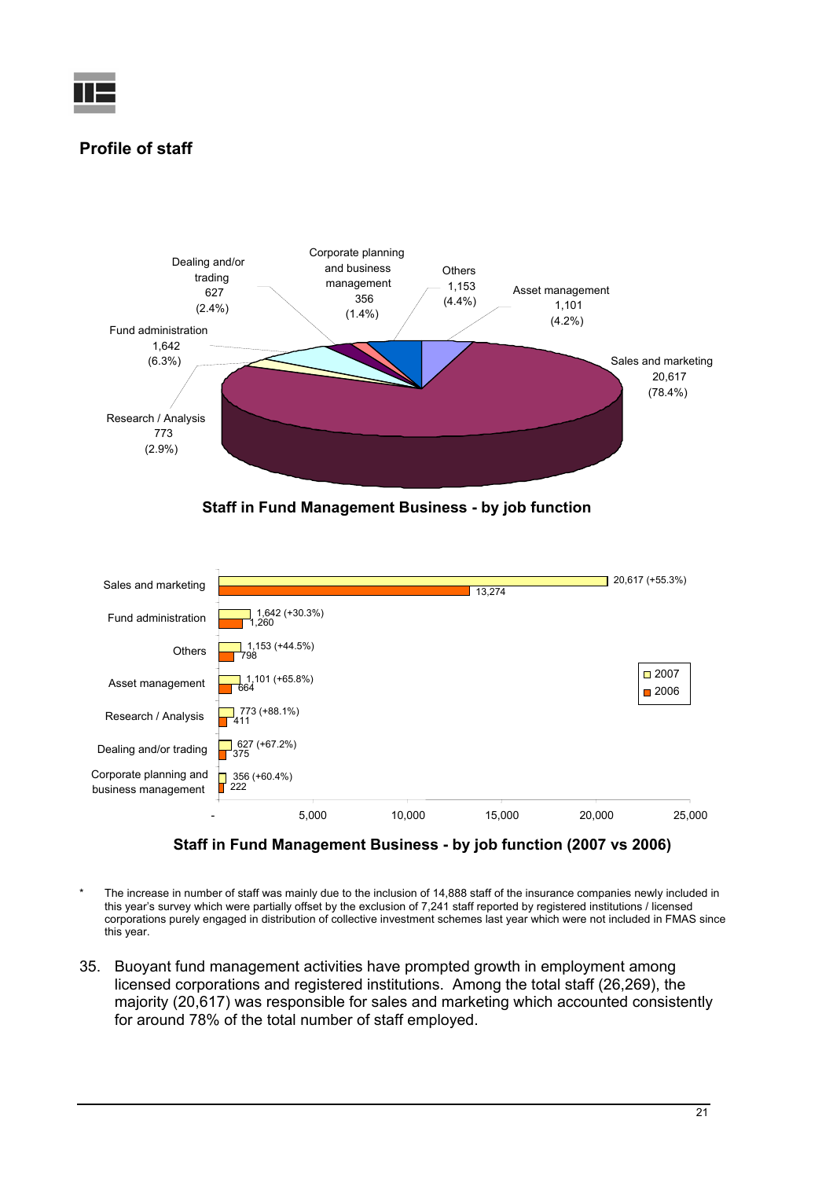## Profile of staff

**Staff in Fund Management Business - by job function**

| Job function | Staff | % |
|---|---|---|
| Sales and marketing | 20,617 | 78.4% |
| Fund administration | 1,642 | 6.3% |
| Others | 1,153 | 4.4% |
| Asset management | 1,101 | 4.2% |
| Research / Analysis | 773 | 2.9% |
| Dealing and/or trading | 627 | 2.4% |
| Corporate planning and business management | 356 | 1.4% |

**Staff in Fund Management Business - by job function (2007 vs 2006)**

| Job function | 2007 | 2006 |
|---|---|---|
| Sales and marketing | 20,617 (+55.3%) | 13,274 |
| Fund administration | 1,642 (+30.3%) | 1,260 |
| Others | 1,153 (+44.5%) | 798 |
| Asset management | 1,101 (+65.8%) | 664 |
| Research / Analysis | 773 (+88.1%) | 411 |
| Dealing and/or trading | 627 (+67.2%) | 375 |
| Corporate planning and business management | 356 (+60.4%) | 222 |

\* The increase in number of staff was mainly due to the inclusion of 14,888 staff of the insurance companies newly included in this year's survey which were partially offset by the exclusion of 7,241 staff reported by registered institutions / licensed corporations purely engaged in distribution of collective investment schemes last year which were not included in FMAS since this year.

35. Buoyant fund management activities have prompted growth in employment among licensed corporations and registered institutions. Among the total staff (26,269), the majority (20,617) was responsible for sales and marketing which accounted consistently for around 78% of the total number of staff employed.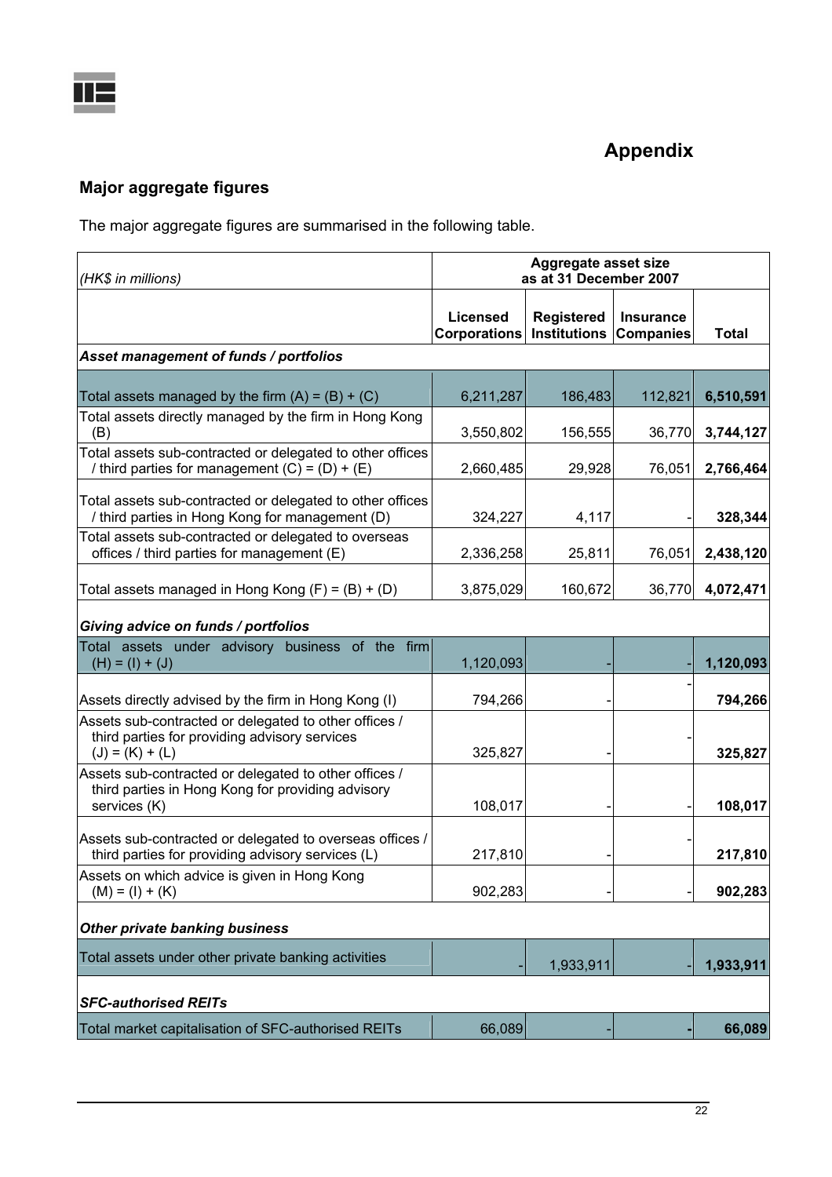# Appendix

## Major aggregate figures

The major aggregate figures are summarised in the following table.

| (HK$ in millions) | Aggregate asset size as at 31 December 2007 | | | |
|---|---|---|---|---|
| | Licensed Corporations | Registered Institutions | Insurance Companies | Total |
| ***Asset management of funds / portfolios*** | | | | |
| Total assets managed by the firm (A) = (B) + (C) | 6,211,287 | 186,483 | 112,821 | **6,510,591** |
| Total assets directly managed by the firm in Hong Kong (B) | 3,550,802 | 156,555 | 36,770 | **3,744,127** |
| Total assets sub-contracted or delegated to other offices / third parties for management (C) = (D) + (E) | 2,660,485 | 29,928 | 76,051 | **2,766,464** |
| Total assets sub-contracted or delegated to other offices / third parties in Hong Kong for management (D) | 324,227 | 4,117 | - | **328,344** |
| Total assets sub-contracted or delegated to overseas offices / third parties for management (E) | 2,336,258 | 25,811 | 76,051 | **2,438,120** |
| Total assets managed in Hong Kong (F) = (B) + (D) | 3,875,029 | 160,672 | 36,770 | **4,072,471** |
| ***Giving advice on funds / portfolios*** | | | | |
| Total assets under advisory business of the firm (H) = (I) + (J) | 1,120,093 | - | - | **1,120,093** |
| Assets directly advised by the firm in Hong Kong (I) | 794,266 | - | - | **794,266** |
| Assets sub-contracted or delegated to other offices / third parties for providing advisory services (J) = (K) + (L) | 325,827 | - | - | **325,827** |
| Assets sub-contracted or delegated to other offices / third parties in Hong Kong for providing advisory services (K) | 108,017 | - | - | **108,017** |
| Assets sub-contracted or delegated to overseas offices / third parties for providing advisory services (L) | 217,810 | - | - | **217,810** |
| Assets on which advice is given in Hong Kong (M) = (I) + (K) | 902,283 | - | - | **902,283** |
| ***Other private banking business*** | | | | |
| Total assets under other private banking activities | - | 1,933,911 | - | **1,933,911** |
| ***SFC-authorised REITs*** | | | | |
| Total market capitalisation of SFC-authorised REITs | 66,089 | - | **-** | **66,089** |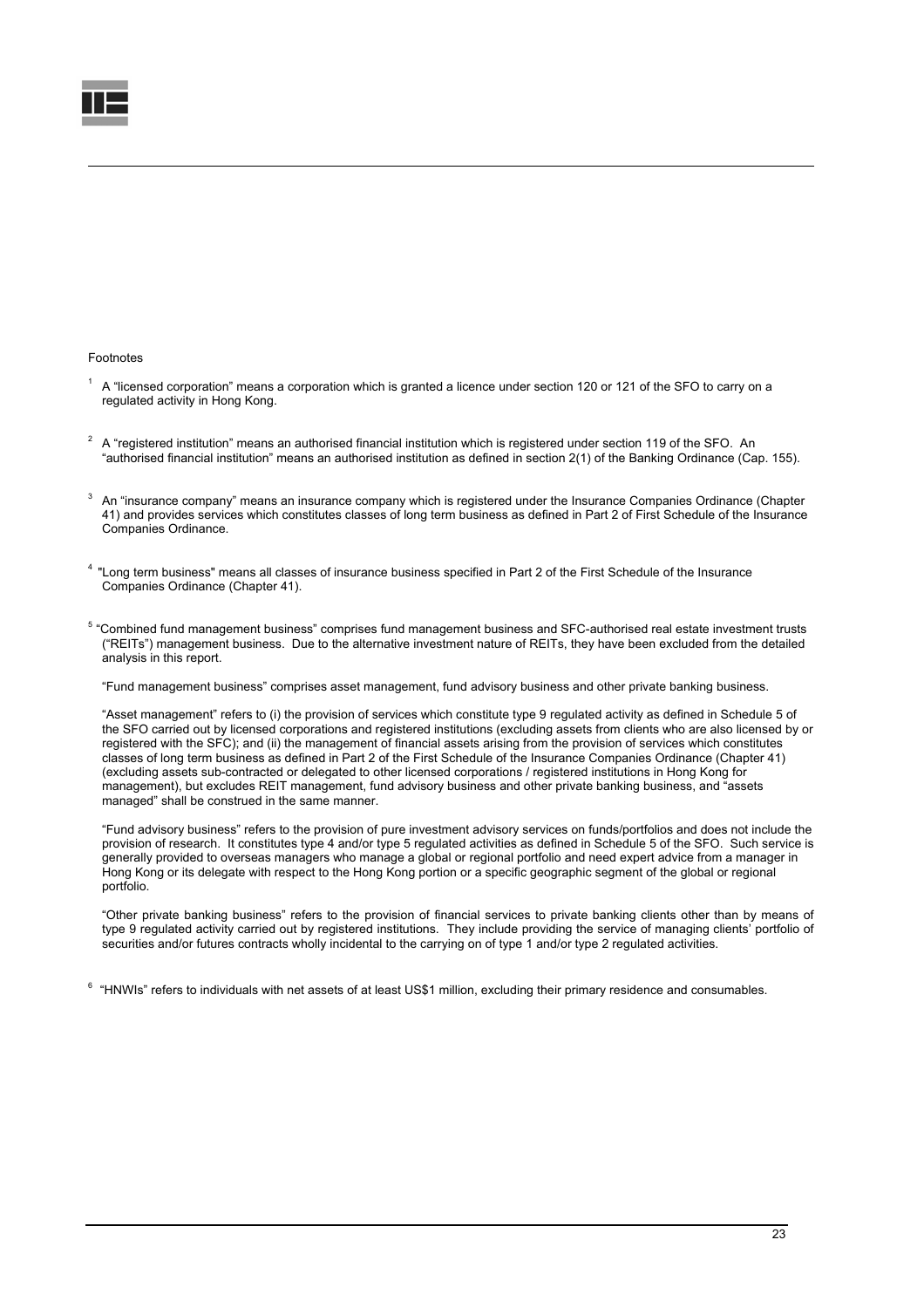Footnotes

[1] A “licensed corporation” means a corporation which is granted a licence under section 120 or 121 of the SFO to carry on a regulated activity in Hong Kong.

[2] A “registered institution” means an authorised financial institution which is registered under section 119 of the SFO. An “authorised financial institution” means an authorised institution as defined in section 2(1) of the Banking Ordinance (Cap. 155).

[3] An “insurance company” means an insurance company which is registered under the Insurance Companies Ordinance (Chapter 41) and provides services which constitutes classes of long term business as defined in Part 2 of First Schedule of the Insurance Companies Ordinance.

[4] "Long term business" means all classes of insurance business specified in Part 2 of the First Schedule of the Insurance Companies Ordinance (Chapter 41).

[5] “Combined fund management business” comprises fund management business and SFC-authorised real estate investment trusts (“REITs”) management business. Due to the alternative investment nature of REITs, they have been excluded from the detailed analysis in this report.

“Fund management business” comprises asset management, fund advisory business and other private banking business.

“Asset management” refers to (i) the provision of services which constitute type 9 regulated activity as defined in Schedule 5 of the SFO carried out by licensed corporations and registered institutions (excluding assets from clients who are also licensed by or registered with the SFC); and (ii) the management of financial assets arising from the provision of services which constitutes classes of long term business as defined in Part 2 of the First Schedule of the Insurance Companies Ordinance (Chapter 41) (excluding assets sub-contracted or delegated to other licensed corporations / registered institutions in Hong Kong for management), but excludes REIT management, fund advisory business and other private banking business, and “assets managed” shall be construed in the same manner.

“Fund advisory business” refers to the provision of pure investment advisory services on funds/portfolios and does not include the provision of research. It constitutes type 4 and/or type 5 regulated activities as defined in Schedule 5 of the SFO. Such service is generally provided to overseas managers who manage a global or regional portfolio and need expert advice from a manager in Hong Kong or its delegate with respect to the Hong Kong portion or a specific geographic segment of the global or regional portfolio.

“Other private banking business” refers to the provision of financial services to private banking clients other than by means of type 9 regulated activity carried out by registered institutions. They include providing the service of managing clients’ portfolio of securities and/or futures contracts wholly incidental to the carrying on of type 1 and/or type 2 regulated activities.

[6] “HNWIs” refers to individuals with net assets of at least US$1 million, excluding their primary residence and consumables.